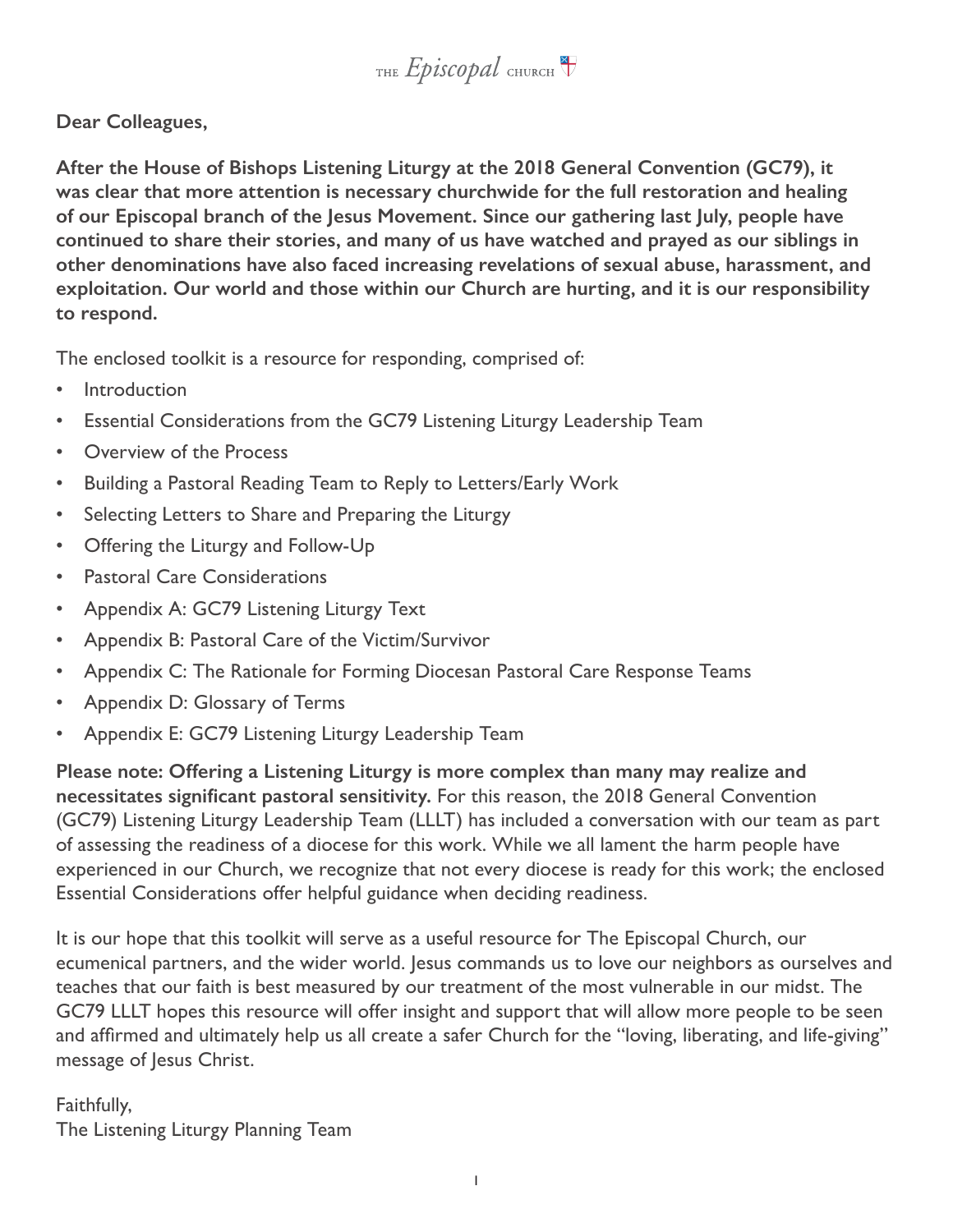THE *Episcopal* CHURCH

**Dear Colleagues,**

**After the House of Bishops Listening Liturgy at the 2018 General Convention (GC79), it was clear that more attention is necessary churchwide for the full restoration and healing of our Episcopal branch of the Jesus Movement. Since our gathering last July, people have continued to share their stories, and many of us have watched and prayed as our siblings in other denominations have also faced increasing revelations of sexual abuse, harassment, and exploitation. Our world and those within our Church are hurting, and it is our responsibility to respond.**

The enclosed toolkit is a resource for responding, comprised of:

- Introduction
- Essential Considerations from the GC79 Listening Liturgy Leadership Team
- Overview of the Process
- Building a Pastoral Reading Team to Reply to Letters/Early Work
- Selecting Letters to Share and Preparing the Liturgy
- Offering the Liturgy and Follow-Up
- Pastoral Care Considerations
- Appendix A: GC79 Listening Liturgy Text
- Appendix B: Pastoral Care of the Victim/Survivor
- Appendix C: The Rationale for Forming Diocesan Pastoral Care Response Teams
- Appendix D: Glossary of Terms
- Appendix E: GC79 Listening Liturgy Leadership Team

**Please note: Offering a Listening Liturgy is more complex than many may realize and necessitates significant pastoral sensitivity.** For this reason, the 2018 General Convention (GC79) Listening Liturgy Leadership Team (LLLT) has included a conversation with our team as part of assessing the readiness of a diocese for this work. While we all lament the harm people have experienced in our Church, we recognize that not every diocese is ready for this work; the enclosed Essential Considerations offer helpful guidance when deciding readiness.

It is our hope that this toolkit will serve as a useful resource for The Episcopal Church, our ecumenical partners, and the wider world. Jesus commands us to love our neighbors as ourselves and teaches that our faith is best measured by our treatment of the most vulnerable in our midst. The GC79 LLLT hopes this resource will offer insight and support that will allow more people to be seen and affirmed and ultimately help us all create a safer Church for the "loving, liberating, and life-giving" message of Jesus Christ.

Faithfully,
The Listening Liturgy Planning Team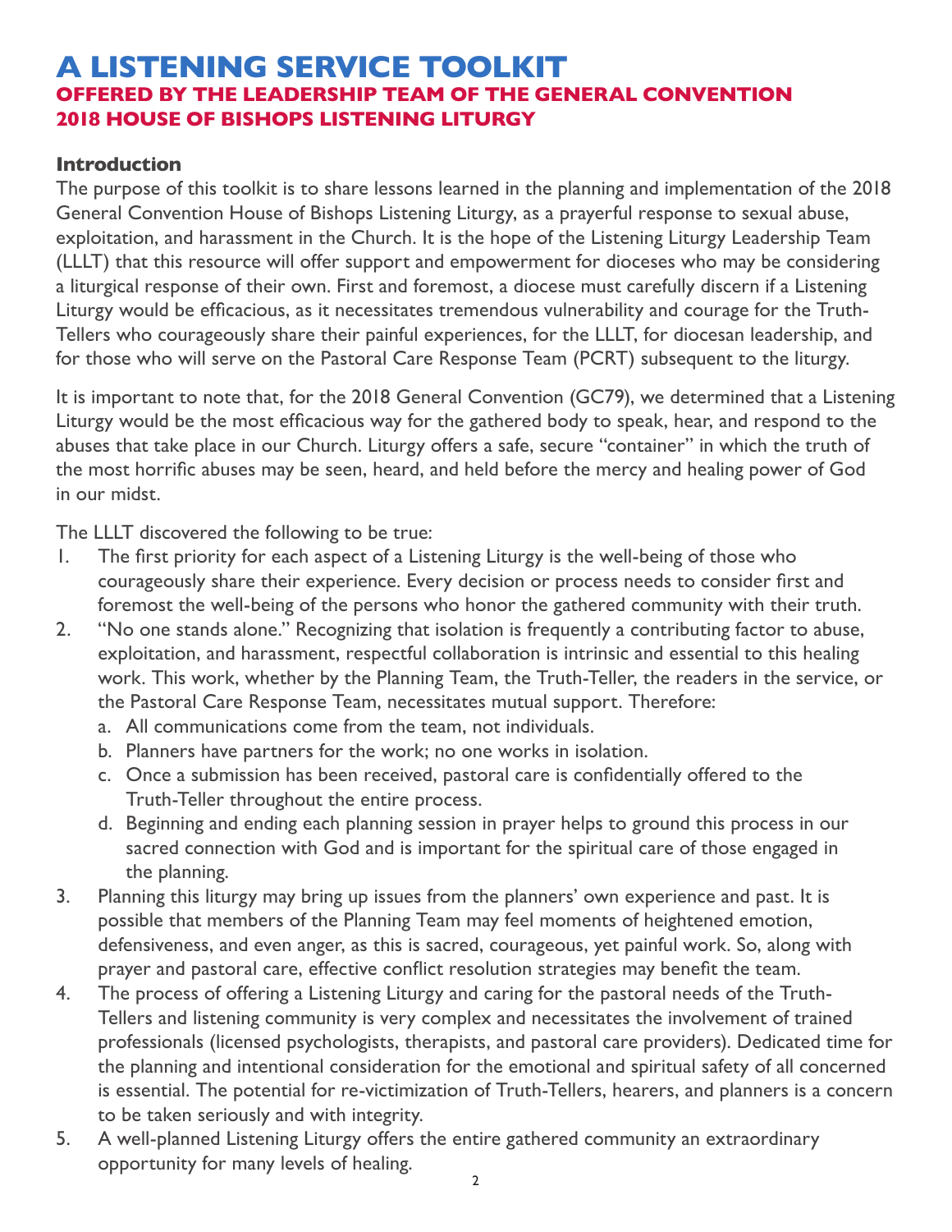# A LISTENING SERVICE TOOLKIT

## OFFERED BY THE LEADERSHIP TEAM OF THE GENERAL CONVENTION 2018 HOUSE OF BISHOPS LISTENING LITURGY

### Introduction

The purpose of this toolkit is to share lessons learned in the planning and implementation of the 2018 General Convention House of Bishops Listening Liturgy, as a prayerful response to sexual abuse, exploitation, and harassment in the Church. It is the hope of the Listening Liturgy Leadership Team (LLLT) that this resource will offer support and empowerment for dioceses who may be considering a liturgical response of their own. First and foremost, a diocese must carefully discern if a Listening Liturgy would be efficacious, as it necessitates tremendous vulnerability and courage for the Truth-Tellers who courageously share their painful experiences, for the LLLT, for diocesan leadership, and for those who will serve on the Pastoral Care Response Team (PCRT) subsequent to the liturgy.

It is important to note that, for the 2018 General Convention (GC79), we determined that a Listening Liturgy would be the most efficacious way for the gathered body to speak, hear, and respond to the abuses that take place in our Church. Liturgy offers a safe, secure "container" in which the truth of the most horrific abuses may be seen, heard, and held before the mercy and healing power of God in our midst.

The LLLT discovered the following to be true:

1. The first priority for each aspect of a Listening Liturgy is the well-being of those who courageously share their experience. Every decision or process needs to consider first and foremost the well-being of the persons who honor the gathered community with their truth.
2. "No one stands alone." Recognizing that isolation is frequently a contributing factor to abuse, exploitation, and harassment, respectful collaboration is intrinsic and essential to this healing work. This work, whether by the Planning Team, the Truth-Teller, the readers in the service, or the Pastoral Care Response Team, necessitates mutual support. Therefore:
   a. All communications come from the team, not individuals.
   b. Planners have partners for the work; no one works in isolation.
   c. Once a submission has been received, pastoral care is confidentially offered to the Truth-Teller throughout the entire process.
   d. Beginning and ending each planning session in prayer helps to ground this process in our sacred connection with God and is important for the spiritual care of those engaged in the planning.
3. Planning this liturgy may bring up issues from the planners' own experience and past. It is possible that members of the Planning Team may feel moments of heightened emotion, defensiveness, and even anger, as this is sacred, courageous, yet painful work. So, along with prayer and pastoral care, effective conflict resolution strategies may benefit the team.
4. The process of offering a Listening Liturgy and caring for the pastoral needs of the Truth-Tellers and listening community is very complex and necessitates the involvement of trained professionals (licensed psychologists, therapists, and pastoral care providers). Dedicated time for the planning and intentional consideration for the emotional and spiritual safety of all concerned is essential. The potential for re-victimization of Truth-Tellers, hearers, and planners is a concern to be taken seriously and with integrity.
5. A well-planned Listening Liturgy offers the entire gathered community an extraordinary opportunity for many levels of healing.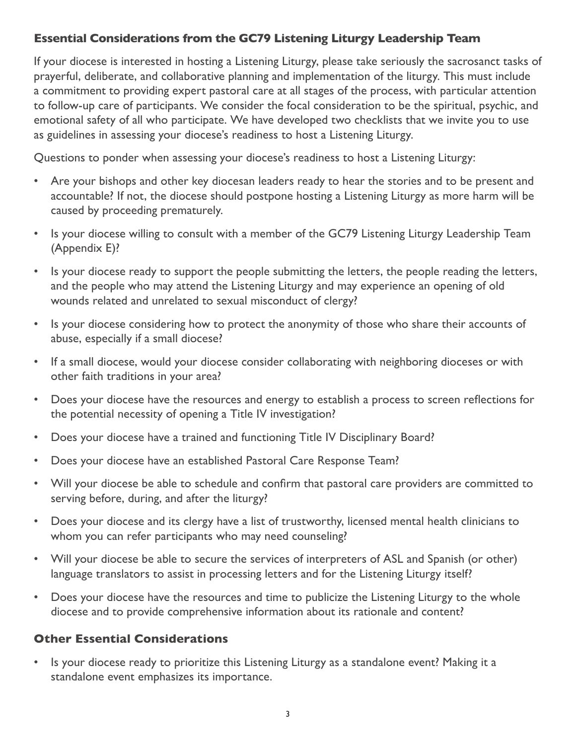### Essential Considerations from the GC79 Listening Liturgy Leadership Team

If your diocese is interested in hosting a Listening Liturgy, please take seriously the sacrosanct tasks of prayerful, deliberate, and collaborative planning and implementation of the liturgy. This must include a commitment to providing expert pastoral care at all stages of the process, with particular attention to follow-up care of participants. We consider the focal consideration to be the spiritual, psychic, and emotional safety of all who participate. We have developed two checklists that we invite you to use as guidelines in assessing your diocese's readiness to host a Listening Liturgy.

Questions to ponder when assessing your diocese's readiness to host a Listening Liturgy:

- Are your bishops and other key diocesan leaders ready to hear the stories and to be present and accountable? If not, the diocese should postpone hosting a Listening Liturgy as more harm will be caused by proceeding prematurely.
- Is your diocese willing to consult with a member of the GC79 Listening Liturgy Leadership Team (Appendix E)?
- Is your diocese ready to support the people submitting the letters, the people reading the letters, and the people who may attend the Listening Liturgy and may experience an opening of old wounds related and unrelated to sexual misconduct of clergy?
- Is your diocese considering how to protect the anonymity of those who share their accounts of abuse, especially if a small diocese?
- If a small diocese, would your diocese consider collaborating with neighboring dioceses or with other faith traditions in your area?
- Does your diocese have the resources and energy to establish a process to screen reflections for the potential necessity of opening a Title IV investigation?
- Does your diocese have a trained and functioning Title IV Disciplinary Board?
- Does your diocese have an established Pastoral Care Response Team?
- Will your diocese be able to schedule and confirm that pastoral care providers are committed to serving before, during, and after the liturgy?
- Does your diocese and its clergy have a list of trustworthy, licensed mental health clinicians to whom you can refer participants who may need counseling?
- Will your diocese be able to secure the services of interpreters of ASL and Spanish (or other) language translators to assist in processing letters and for the Listening Liturgy itself?
- Does your diocese have the resources and time to publicize the Listening Liturgy to the whole diocese and to provide comprehensive information about its rationale and content?

### Other Essential Considerations

- Is your diocese ready to prioritize this Listening Liturgy as a standalone event? Making it a standalone event emphasizes its importance.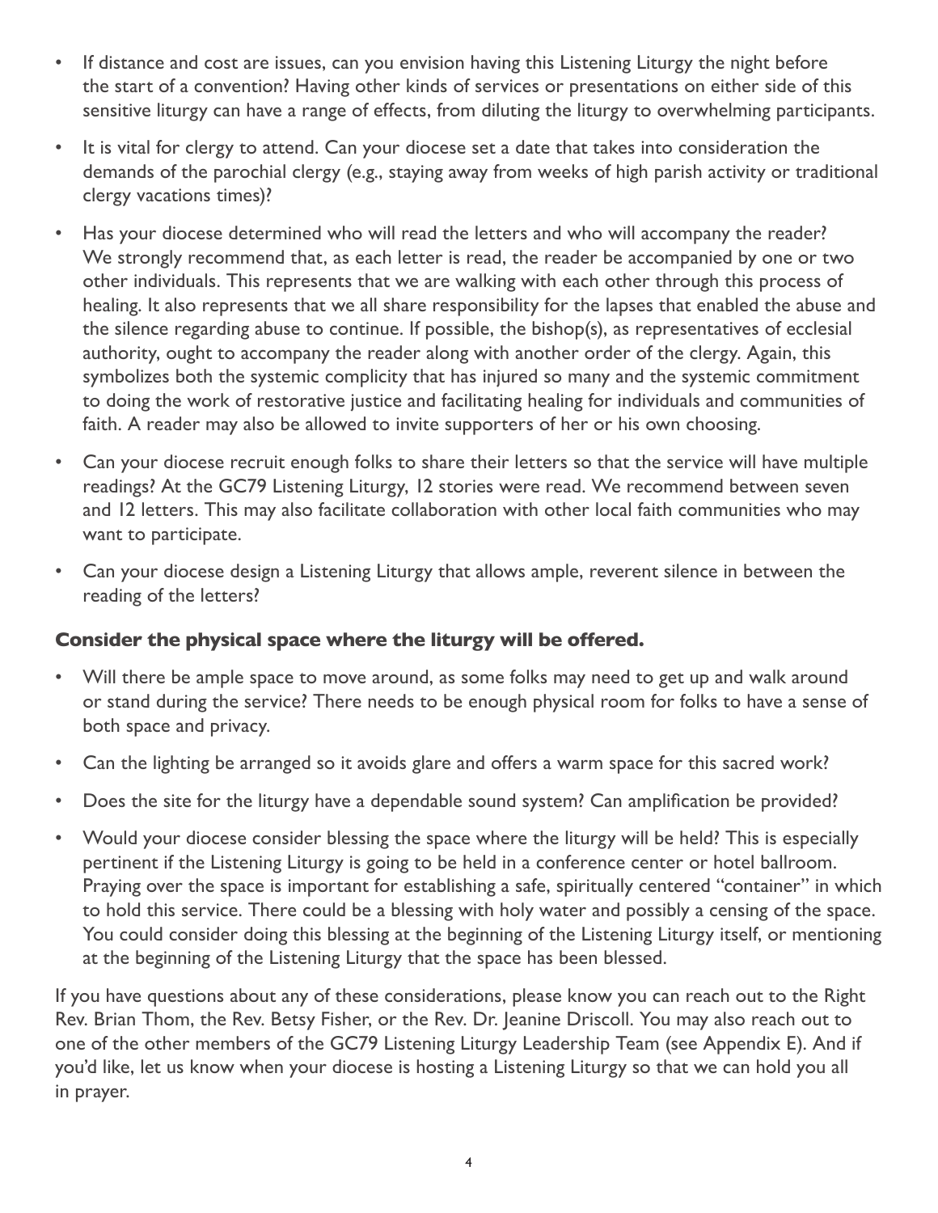- If distance and cost are issues, can you envision having this Listening Liturgy the night before the start of a convention? Having other kinds of services or presentations on either side of this sensitive liturgy can have a range of effects, from diluting the liturgy to overwhelming participants.
- It is vital for clergy to attend. Can your diocese set a date that takes into consideration the demands of the parochial clergy (e.g., staying away from weeks of high parish activity or traditional clergy vacations times)?
- Has your diocese determined who will read the letters and who will accompany the reader? We strongly recommend that, as each letter is read, the reader be accompanied by one or two other individuals. This represents that we are walking with each other through this process of healing. It also represents that we all share responsibility for the lapses that enabled the abuse and the silence regarding abuse to continue. If possible, the bishop(s), as representatives of ecclesial authority, ought to accompany the reader along with another order of the clergy. Again, this symbolizes both the systemic complicity that has injured so many and the systemic commitment to doing the work of restorative justice and facilitating healing for individuals and communities of faith. A reader may also be allowed to invite supporters of her or his own choosing.
- Can your diocese recruit enough folks to share their letters so that the service will have multiple readings? At the GC79 Listening Liturgy, 12 stories were read. We recommend between seven and 12 letters. This may also facilitate collaboration with other local faith communities who may want to participate.
- Can your diocese design a Listening Liturgy that allows ample, reverent silence in between the reading of the letters?

### Consider the physical space where the liturgy will be offered.

- Will there be ample space to move around, as some folks may need to get up and walk around or stand during the service? There needs to be enough physical room for folks to have a sense of both space and privacy.
- Can the lighting be arranged so it avoids glare and offers a warm space for this sacred work?
- Does the site for the liturgy have a dependable sound system? Can amplification be provided?
- Would your diocese consider blessing the space where the liturgy will be held? This is especially pertinent if the Listening Liturgy is going to be held in a conference center or hotel ballroom. Praying over the space is important for establishing a safe, spiritually centered "container" in which to hold this service. There could be a blessing with holy water and possibly a censing of the space. You could consider doing this blessing at the beginning of the Listening Liturgy itself, or mentioning at the beginning of the Listening Liturgy that the space has been blessed.

If you have questions about any of these considerations, please know you can reach out to the Right Rev. Brian Thom, the Rev. Betsy Fisher, or the Rev. Dr. Jeanine Driscoll. You may also reach out to one of the other members of the GC79 Listening Liturgy Leadership Team (see Appendix E). And if you'd like, let us know when your diocese is hosting a Listening Liturgy so that we can hold you all in prayer.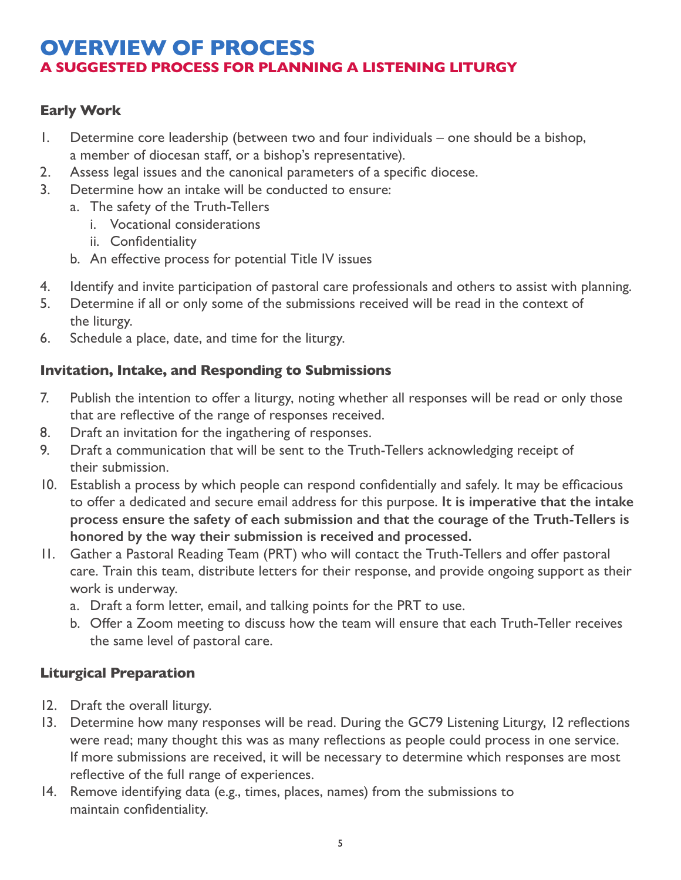# OVERVIEW OF PROCESS

## A SUGGESTED PROCESS FOR PLANNING A LISTENING LITURGY

### Early Work

1. Determine core leadership (between two and four individuals – one should be a bishop, a member of diocesan staff, or a bishop's representative).
2. Assess legal issues and the canonical parameters of a specific diocese.
3. Determine how an intake will be conducted to ensure:
   a. The safety of the Truth-Tellers
      i. Vocational considerations
      ii. Confidentiality
   b. An effective process for potential Title IV issues
4. Identify and invite participation of pastoral care professionals and others to assist with planning.
5. Determine if all or only some of the submissions received will be read in the context of the liturgy.
6. Schedule a place, date, and time for the liturgy.

### Invitation, Intake, and Responding to Submissions

7. Publish the intention to offer a liturgy, noting whether all responses will be read or only those that are reflective of the range of responses received.
8. Draft an invitation for the ingathering of responses.
9. Draft a communication that will be sent to the Truth-Tellers acknowledging receipt of their submission.
10. Establish a process by which people can respond confidentially and safely. It may be efficacious to offer a dedicated and secure email address for this purpose. **It is imperative that the intake process ensure the safety of each submission and that the courage of the Truth-Tellers is honored by the way their submission is received and processed.**
11. Gather a Pastoral Reading Team (PRT) who will contact the Truth-Tellers and offer pastoral care. Train this team, distribute letters for their response, and provide ongoing support as their work is underway.
    a. Draft a form letter, email, and talking points for the PRT to use.
    b. Offer a Zoom meeting to discuss how the team will ensure that each Truth-Teller receives the same level of pastoral care.

### Liturgical Preparation

12. Draft the overall liturgy.
13. Determine how many responses will be read. During the GC79 Listening Liturgy, 12 reflections were read; many thought this was as many reflections as people could process in one service. If more submissions are received, it will be necessary to determine which responses are most reflective of the full range of experiences.
14. Remove identifying data (e.g., times, places, names) from the submissions to maintain confidentiality.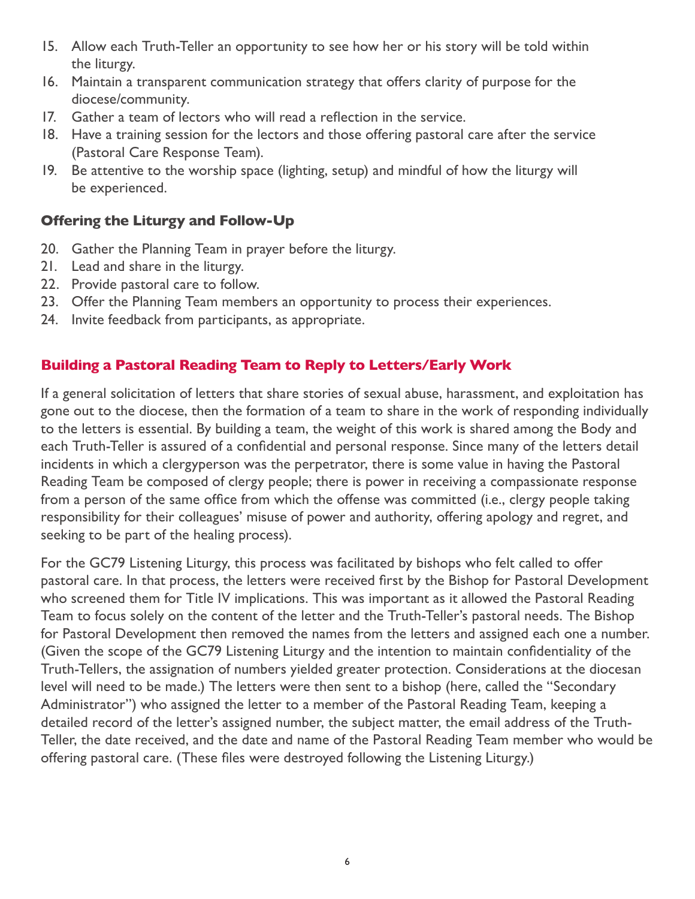15. Allow each Truth-Teller an opportunity to see how her or his story will be told within the liturgy.
16. Maintain a transparent communication strategy that offers clarity of purpose for the diocese/community.
17. Gather a team of lectors who will read a reflection in the service.
18. Have a training session for the lectors and those offering pastoral care after the service (Pastoral Care Response Team).
19. Be attentive to the worship space (lighting, setup) and mindful of how the liturgy will be experienced.

### Offering the Liturgy and Follow-Up

20. Gather the Planning Team in prayer before the liturgy.
21. Lead and share in the liturgy.
22. Provide pastoral care to follow.
23. Offer the Planning Team members an opportunity to process their experiences.
24. Invite feedback from participants, as appropriate.

## Building a Pastoral Reading Team to Reply to Letters/Early Work

If a general solicitation of letters that share stories of sexual abuse, harassment, and exploitation has gone out to the diocese, then the formation of a team to share in the work of responding individually to the letters is essential. By building a team, the weight of this work is shared among the Body and each Truth-Teller is assured of a confidential and personal response. Since many of the letters detail incidents in which a clergyperson was the perpetrator, there is some value in having the Pastoral Reading Team be composed of clergy people; there is power in receiving a compassionate response from a person of the same office from which the offense was committed (i.e., clergy people taking responsibility for their colleagues' misuse of power and authority, offering apology and regret, and seeking to be part of the healing process).

For the GC79 Listening Liturgy, this process was facilitated by bishops who felt called to offer pastoral care. In that process, the letters were received first by the Bishop for Pastoral Development who screened them for Title IV implications. This was important as it allowed the Pastoral Reading Team to focus solely on the content of the letter and the Truth-Teller's pastoral needs. The Bishop for Pastoral Development then removed the names from the letters and assigned each one a number. (Given the scope of the GC79 Listening Liturgy and the intention to maintain confidentiality of the Truth-Tellers, the assignation of numbers yielded greater protection. Considerations at the diocesan level will need to be made.) The letters were then sent to a bishop (here, called the "Secondary Administrator") who assigned the letter to a member of the Pastoral Reading Team, keeping a detailed record of the letter's assigned number, the subject matter, the email address of the Truth-Teller, the date received, and the date and name of the Pastoral Reading Team member who would be offering pastoral care. (These files were destroyed following the Listening Liturgy.)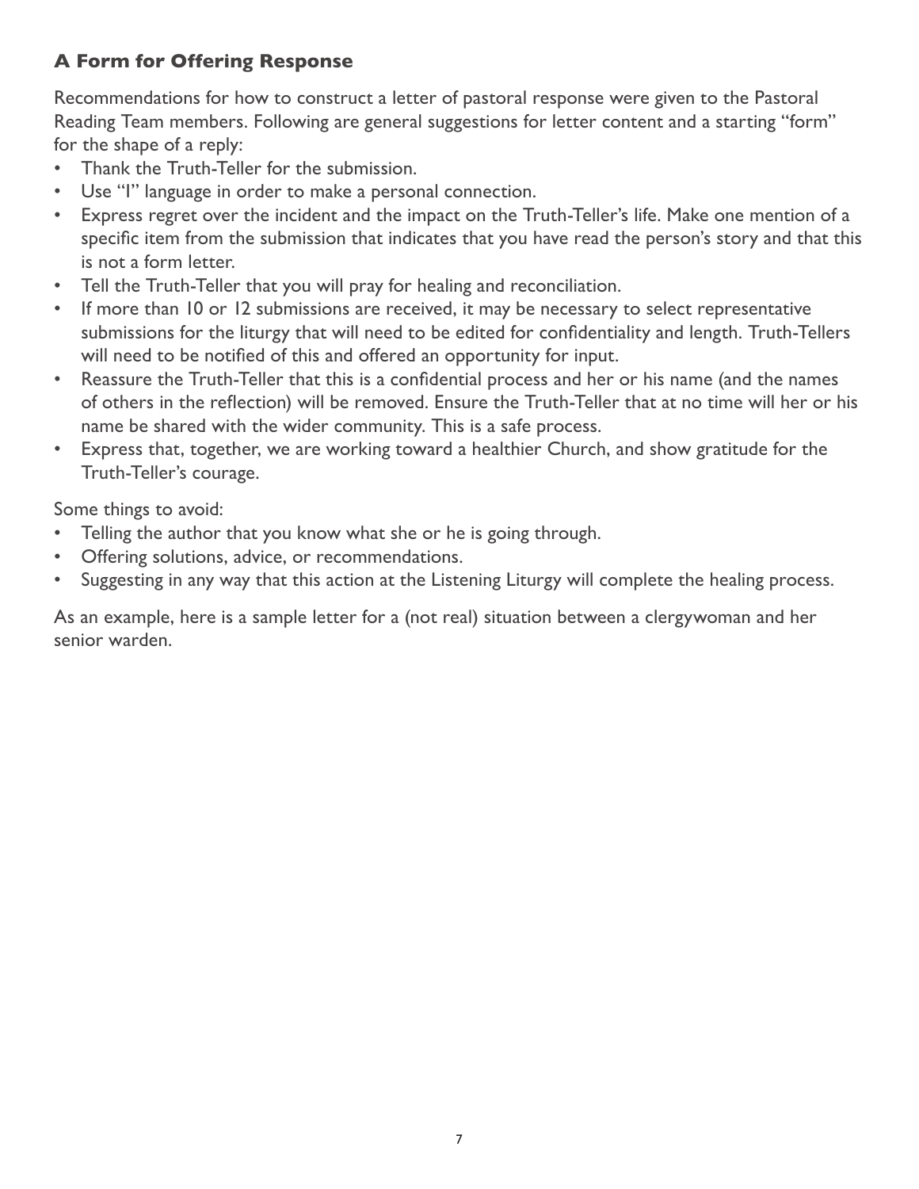### A Form for Offering Response

Recommendations for how to construct a letter of pastoral response were given to the Pastoral Reading Team members. Following are general suggestions for letter content and a starting "form" for the shape of a reply:

- Thank the Truth-Teller for the submission.
- Use "I" language in order to make a personal connection.
- Express regret over the incident and the impact on the Truth-Teller's life. Make one mention of a specific item from the submission that indicates that you have read the person's story and that this is not a form letter.
- Tell the Truth-Teller that you will pray for healing and reconciliation.
- If more than 10 or 12 submissions are received, it may be necessary to select representative submissions for the liturgy that will need to be edited for confidentiality and length. Truth-Tellers will need to be notified of this and offered an opportunity for input.
- Reassure the Truth-Teller that this is a confidential process and her or his name (and the names of others in the reflection) will be removed. Ensure the Truth-Teller that at no time will her or his name be shared with the wider community. This is a safe process.
- Express that, together, we are working toward a healthier Church, and show gratitude for the Truth-Teller's courage.

Some things to avoid:

- Telling the author that you know what she or he is going through.
- Offering solutions, advice, or recommendations.
- Suggesting in any way that this action at the Listening Liturgy will complete the healing process.

As an example, here is a sample letter for a (not real) situation between a clergywoman and her senior warden.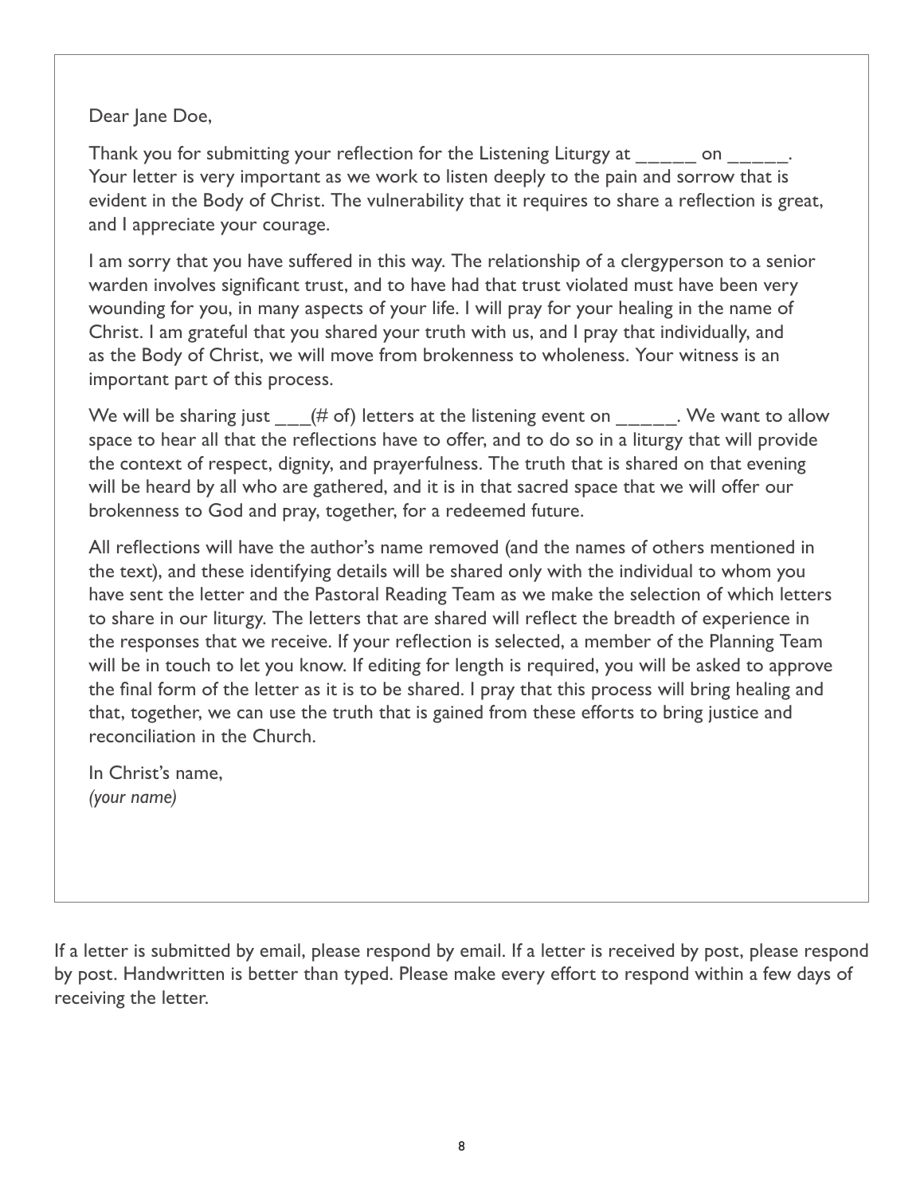Dear Jane Doe,

Thank you for submitting your reflection for the Listening Liturgy at _____ on _____. Your letter is very important as we work to listen deeply to the pain and sorrow that is evident in the Body of Christ. The vulnerability that it requires to share a reflection is great, and I appreciate your courage.

I am sorry that you have suffered in this way. The relationship of a clergyperson to a senior warden involves significant trust, and to have had that trust violated must have been very wounding for you, in many aspects of your life. I will pray for your healing in the name of Christ. I am grateful that you shared your truth with us, and I pray that individually, and as the Body of Christ, we will move from brokenness to wholeness. Your witness is an important part of this process.

We will be sharing just ___(# of) letters at the listening event on _____. We want to allow space to hear all that the reflections have to offer, and to do so in a liturgy that will provide the context of respect, dignity, and prayerfulness. The truth that is shared on that evening will be heard by all who are gathered, and it is in that sacred space that we will offer our brokenness to God and pray, together, for a redeemed future.

All reflections will have the author's name removed (and the names of others mentioned in the text), and these identifying details will be shared only with the individual to whom you have sent the letter and the Pastoral Reading Team as we make the selection of which letters to share in our liturgy. The letters that are shared will reflect the breadth of experience in the responses that we receive. If your reflection is selected, a member of the Planning Team will be in touch to let you know. If editing for length is required, you will be asked to approve the final form of the letter as it is to be shared. I pray that this process will bring healing and that, together, we can use the truth that is gained from these efforts to bring justice and reconciliation in the Church.

In Christ's name,
*(your name)*

If a letter is submitted by email, please respond by email. If a letter is received by post, please respond by post. Handwritten is better than typed. Please make every effort to respond within a few days of receiving the letter.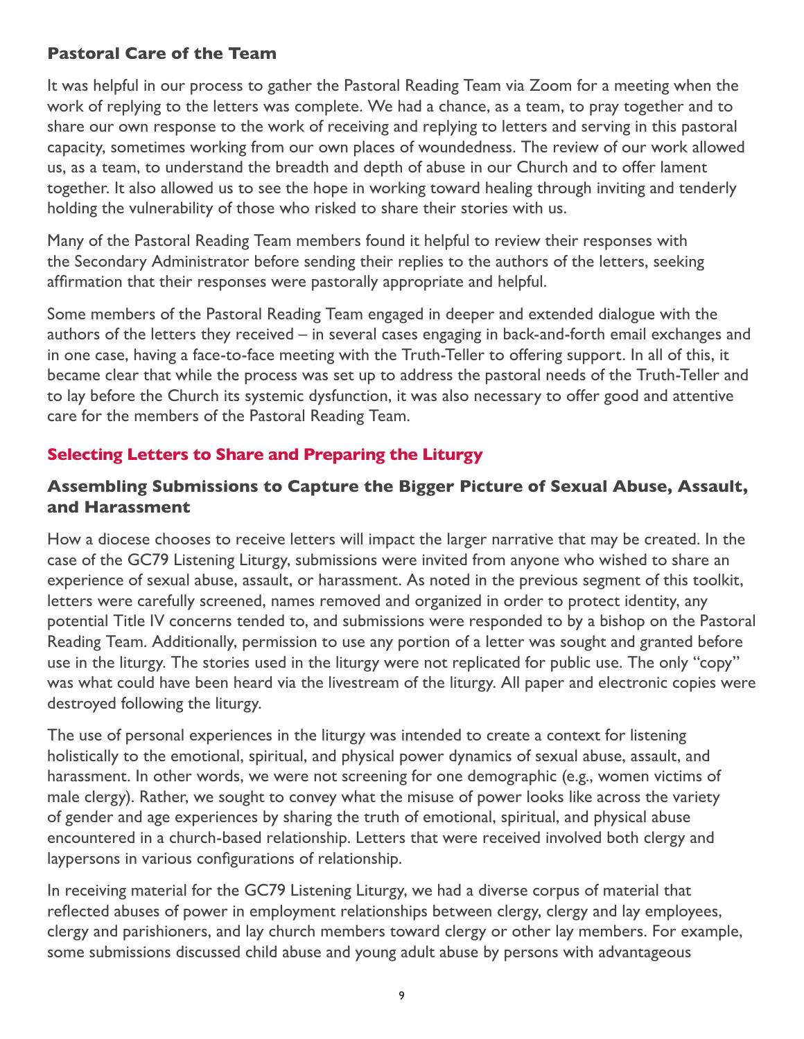### Pastoral Care of the Team

It was helpful in our process to gather the Pastoral Reading Team via Zoom for a meeting when the work of replying to the letters was complete. We had a chance, as a team, to pray together and to share our own response to the work of receiving and replying to letters and serving in this pastoral capacity, sometimes working from our own places of woundedness. The review of our work allowed us, as a team, to understand the breadth and depth of abuse in our Church and to offer lament together. It also allowed us to see the hope in working toward healing through inviting and tenderly holding the vulnerability of those who risked to share their stories with us.

Many of the Pastoral Reading Team members found it helpful to review their responses with the Secondary Administrator before sending their replies to the authors of the letters, seeking affirmation that their responses were pastorally appropriate and helpful.

Some members of the Pastoral Reading Team engaged in deeper and extended dialogue with the authors of the letters they received – in several cases engaging in back-and-forth email exchanges and in one case, having a face-to-face meeting with the Truth-Teller to offering support. In all of this, it became clear that while the process was set up to address the pastoral needs of the Truth-Teller and to lay before the Church its systemic dysfunction, it was also necessary to offer good and attentive care for the members of the Pastoral Reading Team.

## Selecting Letters to Share and Preparing the Liturgy

### Assembling Submissions to Capture the Bigger Picture of Sexual Abuse, Assault, and Harassment

How a diocese chooses to receive letters will impact the larger narrative that may be created. In the case of the GC79 Listening Liturgy, submissions were invited from anyone who wished to share an experience of sexual abuse, assault, or harassment. As noted in the previous segment of this toolkit, letters were carefully screened, names removed and organized in order to protect identity, any potential Title IV concerns tended to, and submissions were responded to by a bishop on the Pastoral Reading Team. Additionally, permission to use any portion of a letter was sought and granted before use in the liturgy. The stories used in the liturgy were not replicated for public use. The only "copy" was what could have been heard via the livestream of the liturgy. All paper and electronic copies were destroyed following the liturgy.

The use of personal experiences in the liturgy was intended to create a context for listening holistically to the emotional, spiritual, and physical power dynamics of sexual abuse, assault, and harassment. In other words, we were not screening for one demographic (e.g., women victims of male clergy). Rather, we sought to convey what the misuse of power looks like across the variety of gender and age experiences by sharing the truth of emotional, spiritual, and physical abuse encountered in a church-based relationship. Letters that were received involved both clergy and laypersons in various configurations of relationship.

In receiving material for the GC79 Listening Liturgy, we had a diverse corpus of material that reflected abuses of power in employment relationships between clergy, clergy and lay employees, clergy and parishioners, and lay church members toward clergy or other lay members. For example, some submissions discussed child abuse and young adult abuse by persons with advantageous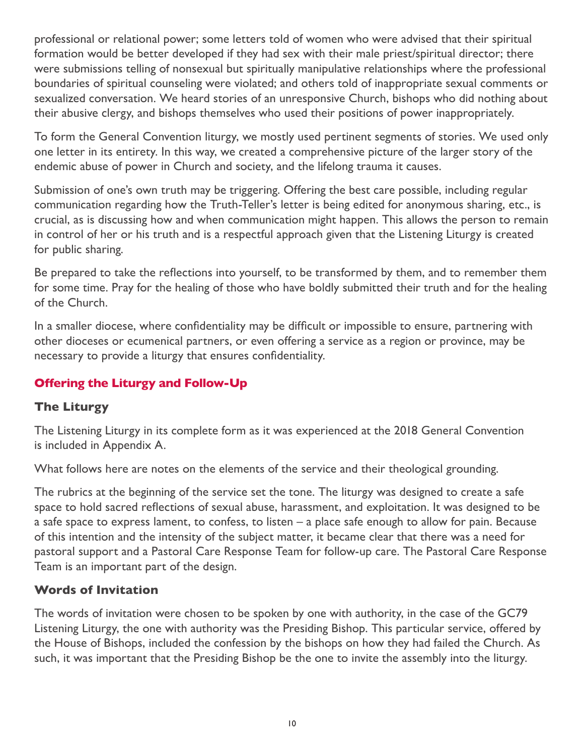professional or relational power; some letters told of women who were advised that their spiritual formation would be better developed if they had sex with their male priest/spiritual director; there were submissions telling of nonsexual but spiritually manipulative relationships where the professional boundaries of spiritual counseling were violated; and others told of inappropriate sexual comments or sexualized conversation. We heard stories of an unresponsive Church, bishops who did nothing about their abusive clergy, and bishops themselves who used their positions of power inappropriately.

To form the General Convention liturgy, we mostly used pertinent segments of stories. We used only one letter in its entirety. In this way, we created a comprehensive picture of the larger story of the endemic abuse of power in Church and society, and the lifelong trauma it causes.

Submission of one's own truth may be triggering. Offering the best care possible, including regular communication regarding how the Truth-Teller's letter is being edited for anonymous sharing, etc., is crucial, as is discussing how and when communication might happen. This allows the person to remain in control of her or his truth and is a respectful approach given that the Listening Liturgy is created for public sharing.

Be prepared to take the reflections into yourself, to be transformed by them, and to remember them for some time. Pray for the healing of those who have boldly submitted their truth and for the healing of the Church.

In a smaller diocese, where confidentiality may be difficult or impossible to ensure, partnering with other dioceses or ecumenical partners, or even offering a service as a region or province, may be necessary to provide a liturgy that ensures confidentiality.

## Offering the Liturgy and Follow-Up

### The Liturgy

The Listening Liturgy in its complete form as it was experienced at the 2018 General Convention is included in Appendix A.

What follows here are notes on the elements of the service and their theological grounding.

The rubrics at the beginning of the service set the tone. The liturgy was designed to create a safe space to hold sacred reflections of sexual abuse, harassment, and exploitation. It was designed to be a safe space to express lament, to confess, to listen – a place safe enough to allow for pain. Because of this intention and the intensity of the subject matter, it became clear that there was a need for pastoral support and a Pastoral Care Response Team for follow-up care. The Pastoral Care Response Team is an important part of the design.

### Words of Invitation

The words of invitation were chosen to be spoken by one with authority, in the case of the GC79 Listening Liturgy, the one with authority was the Presiding Bishop. This particular service, offered by the House of Bishops, included the confession by the bishops on how they had failed the Church. As such, it was important that the Presiding Bishop be the one to invite the assembly into the liturgy.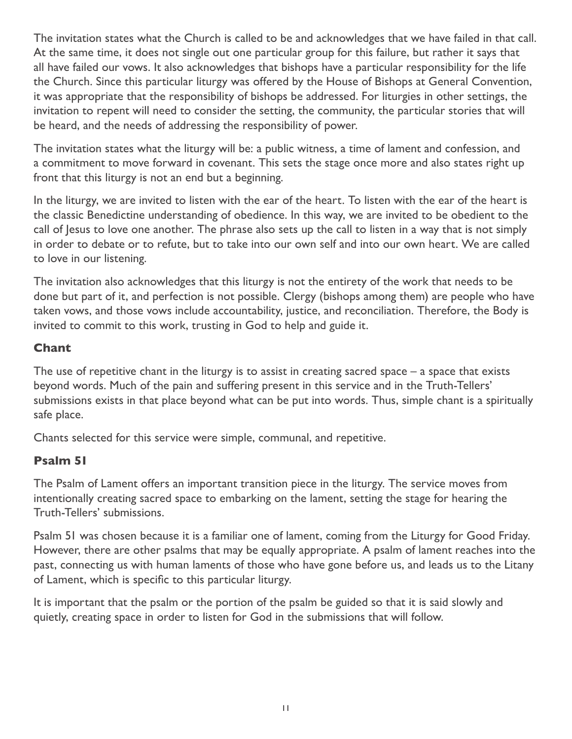The invitation states what the Church is called to be and acknowledges that we have failed in that call. At the same time, it does not single out one particular group for this failure, but rather it says that all have failed our vows. It also acknowledges that bishops have a particular responsibility for the life the Church. Since this particular liturgy was offered by the House of Bishops at General Convention, it was appropriate that the responsibility of bishops be addressed. For liturgies in other settings, the invitation to repent will need to consider the setting, the community, the particular stories that will be heard, and the needs of addressing the responsibility of power.

The invitation states what the liturgy will be: a public witness, a time of lament and confession, and a commitment to move forward in covenant. This sets the stage once more and also states right up front that this liturgy is not an end but a beginning.

In the liturgy, we are invited to listen with the ear of the heart. To listen with the ear of the heart is the classic Benedictine understanding of obedience. In this way, we are invited to be obedient to the call of Jesus to love one another. The phrase also sets up the call to listen in a way that is not simply in order to debate or to refute, but to take into our own self and into our own heart. We are called to love in our listening.

The invitation also acknowledges that this liturgy is not the entirety of the work that needs to be done but part of it, and perfection is not possible. Clergy (bishops among them) are people who have taken vows, and those vows include accountability, justice, and reconciliation. Therefore, the Body is invited to commit to this work, trusting in God to help and guide it.

### Chant

The use of repetitive chant in the liturgy is to assist in creating sacred space – a space that exists beyond words. Much of the pain and suffering present in this service and in the Truth-Tellers' submissions exists in that place beyond what can be put into words. Thus, simple chant is a spiritually safe place.

Chants selected for this service were simple, communal, and repetitive.

### Psalm 51

The Psalm of Lament offers an important transition piece in the liturgy. The service moves from intentionally creating sacred space to embarking on the lament, setting the stage for hearing the Truth-Tellers' submissions.

Psalm 51 was chosen because it is a familiar one of lament, coming from the Liturgy for Good Friday. However, there are other psalms that may be equally appropriate. A psalm of lament reaches into the past, connecting us with human laments of those who have gone before us, and leads us to the Litany of Lament, which is specific to this particular liturgy.

It is important that the psalm or the portion of the psalm be guided so that it is said slowly and quietly, creating space in order to listen for God in the submissions that will follow.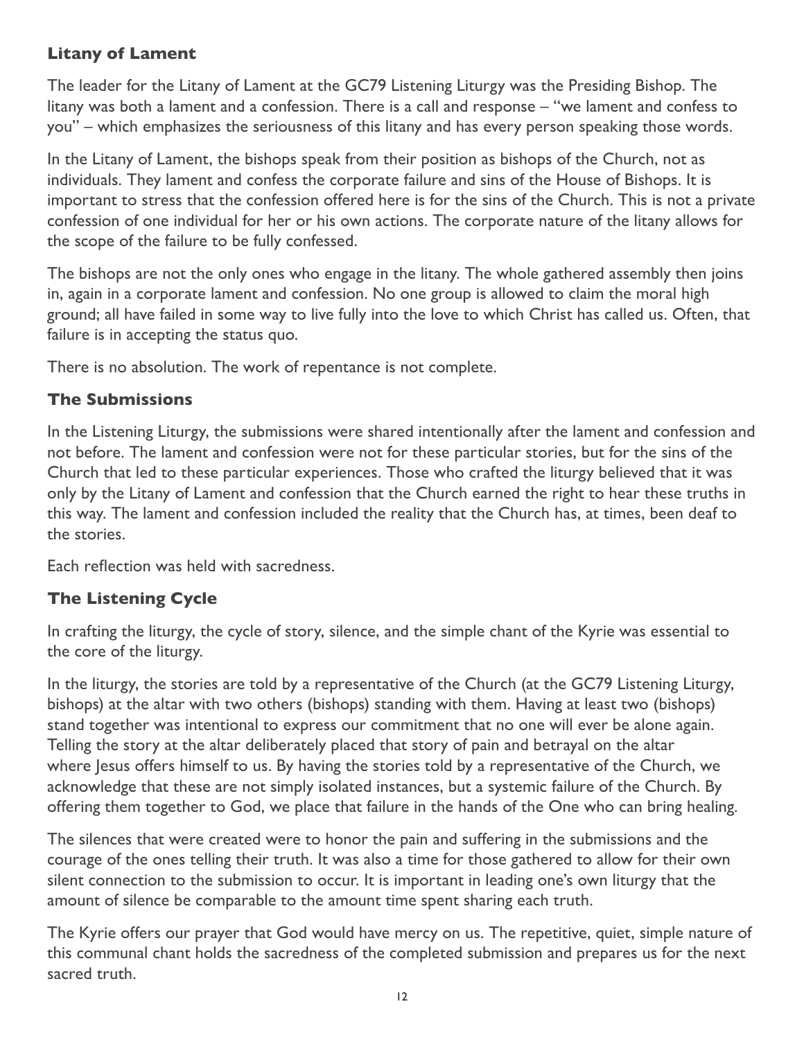## Litany of Lament

The leader for the Litany of Lament at the GC79 Listening Liturgy was the Presiding Bishop. The litany was both a lament and a confession. There is a call and response – "we lament and confess to you" – which emphasizes the seriousness of this litany and has every person speaking those words.

In the Litany of Lament, the bishops speak from their position as bishops of the Church, not as individuals. They lament and confess the corporate failure and sins of the House of Bishops. It is important to stress that the confession offered here is for the sins of the Church. This is not a private confession of one individual for her or his own actions. The corporate nature of the litany allows for the scope of the failure to be fully confessed.

The bishops are not the only ones who engage in the litany. The whole gathered assembly then joins in, again in a corporate lament and confession. No one group is allowed to claim the moral high ground; all have failed in some way to live fully into the love to which Christ has called us. Often, that failure is in accepting the status quo.

There is no absolution. The work of repentance is not complete.

## The Submissions

In the Listening Liturgy, the submissions were shared intentionally after the lament and confession and not before. The lament and confession were not for these particular stories, but for the sins of the Church that led to these particular experiences. Those who crafted the liturgy believed that it was only by the Litany of Lament and confession that the Church earned the right to hear these truths in this way. The lament and confession included the reality that the Church has, at times, been deaf to the stories.

Each reflection was held with sacredness.

## The Listening Cycle

In crafting the liturgy, the cycle of story, silence, and the simple chant of the Kyrie was essential to the core of the liturgy.

In the liturgy, the stories are told by a representative of the Church (at the GC79 Listening Liturgy, bishops) at the altar with two others (bishops) standing with them. Having at least two (bishops) stand together was intentional to express our commitment that no one will ever be alone again. Telling the story at the altar deliberately placed that story of pain and betrayal on the altar where Jesus offers himself to us. By having the stories told by a representative of the Church, we acknowledge that these are not simply isolated instances, but a systemic failure of the Church. By offering them together to God, we place that failure in the hands of the One who can bring healing.

The silences that were created were to honor the pain and suffering in the submissions and the courage of the ones telling their truth. It was also a time for those gathered to allow for their own silent connection to the submission to occur. It is important in leading one's own liturgy that the amount of silence be comparable to the amount time spent sharing each truth.

The Kyrie offers our prayer that God would have mercy on us. The repetitive, quiet, simple nature of this communal chant holds the sacredness of the completed submission and prepares us for the next sacred truth.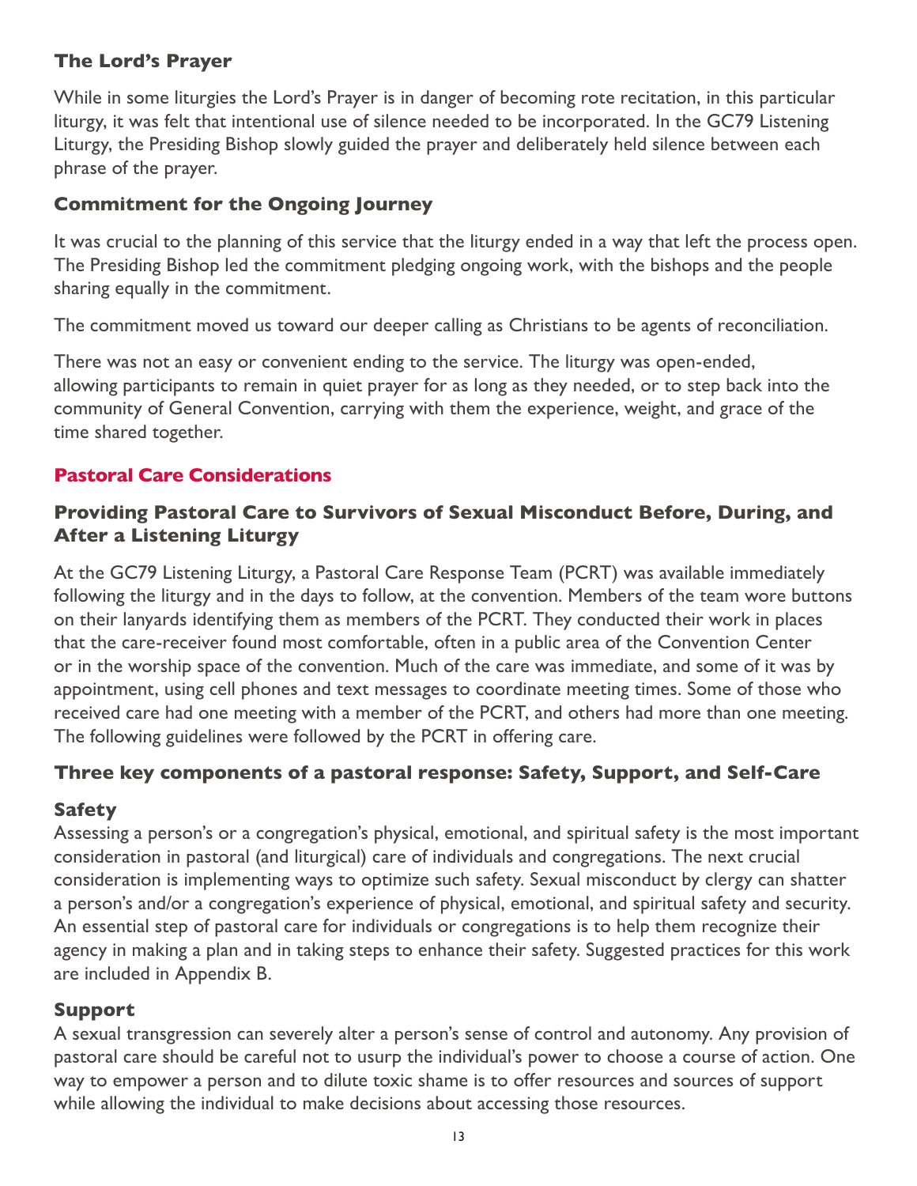### The Lord's Prayer

While in some liturgies the Lord's Prayer is in danger of becoming rote recitation, in this particular liturgy, it was felt that intentional use of silence needed to be incorporated. In the GC79 Listening Liturgy, the Presiding Bishop slowly guided the prayer and deliberately held silence between each phrase of the prayer.

### Commitment for the Ongoing Journey

It was crucial to the planning of this service that the liturgy ended in a way that left the process open. The Presiding Bishop led the commitment pledging ongoing work, with the bishops and the people sharing equally in the commitment.

The commitment moved us toward our deeper calling as Christians to be agents of reconciliation.

There was not an easy or convenient ending to the service. The liturgy was open-ended, allowing participants to remain in quiet prayer for as long as they needed, or to step back into the community of General Convention, carrying with them the experience, weight, and grace of the time shared together.

## Pastoral Care Considerations

### Providing Pastoral Care to Survivors of Sexual Misconduct Before, During, and After a Listening Liturgy

At the GC79 Listening Liturgy, a Pastoral Care Response Team (PCRT) was available immediately following the liturgy and in the days to follow, at the convention. Members of the team wore buttons on their lanyards identifying them as members of the PCRT. They conducted their work in places that the care-receiver found most comfortable, often in a public area of the Convention Center or in the worship space of the convention. Much of the care was immediate, and some of it was by appointment, using cell phones and text messages to coordinate meeting times. Some of those who received care had one meeting with a member of the PCRT, and others had more than one meeting. The following guidelines were followed by the PCRT in offering care.

### Three key components of a pastoral response: Safety, Support, and Self-Care

#### Safety

Assessing a person's or a congregation's physical, emotional, and spiritual safety is the most important consideration in pastoral (and liturgical) care of individuals and congregations. The next crucial consideration is implementing ways to optimize such safety. Sexual misconduct by clergy can shatter a person's and/or a congregation's experience of physical, emotional, and spiritual safety and security. An essential step of pastoral care for individuals or congregations is to help them recognize their agency in making a plan and in taking steps to enhance their safety. Suggested practices for this work are included in Appendix B.

#### Support

A sexual transgression can severely alter a person's sense of control and autonomy. Any provision of pastoral care should be careful not to usurp the individual's power to choose a course of action. One way to empower a person and to dilute toxic shame is to offer resources and sources of support while allowing the individual to make decisions about accessing those resources.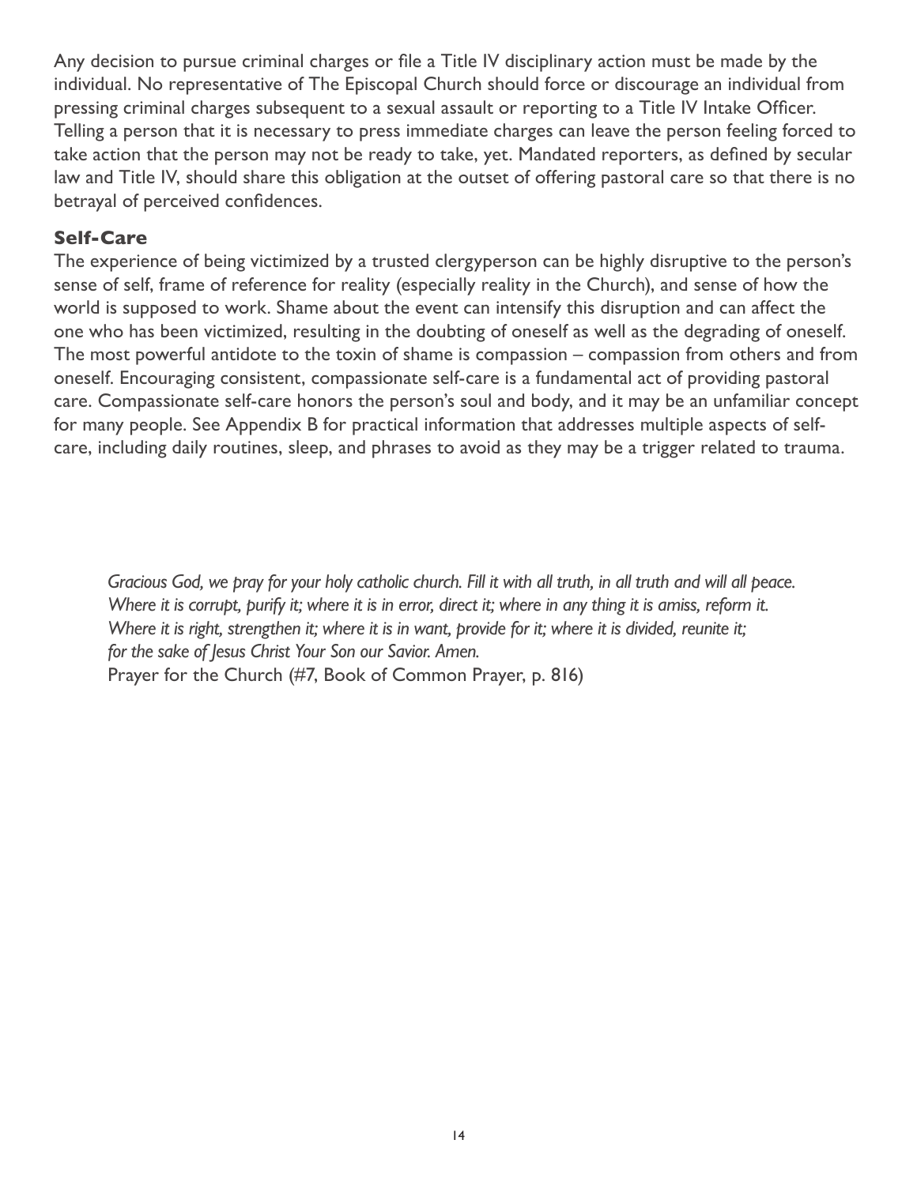Any decision to pursue criminal charges or file a Title IV disciplinary action must be made by the individual. No representative of The Episcopal Church should force or discourage an individual from pressing criminal charges subsequent to a sexual assault or reporting to a Title IV Intake Officer. Telling a person that it is necessary to press immediate charges can leave the person feeling forced to take action that the person may not be ready to take, yet. Mandated reporters, as defined by secular law and Title IV, should share this obligation at the outset of offering pastoral care so that there is no betrayal of perceived confidences.

## Self-Care

The experience of being victimized by a trusted clergyperson can be highly disruptive to the person's sense of self, frame of reference for reality (especially reality in the Church), and sense of how the world is supposed to work. Shame about the event can intensify this disruption and can affect the one who has been victimized, resulting in the doubting of oneself as well as the degrading of oneself. The most powerful antidote to the toxin of shame is compassion – compassion from others and from oneself. Encouraging consistent, compassionate self-care is a fundamental act of providing pastoral care. Compassionate self-care honors the person's soul and body, and it may be an unfamiliar concept for many people. See Appendix B for practical information that addresses multiple aspects of self-care, including daily routines, sleep, and phrases to avoid as they may be a trigger related to trauma.

*Gracious God, we pray for your holy catholic church. Fill it with all truth, in all truth and will all peace. Where it is corrupt, purify it; where it is in error, direct it; where in any thing it is amiss, reform it. Where it is right, strengthen it; where it is in want, provide for it; where it is divided, reunite it; for the sake of Jesus Christ Your Son our Savior. Amen.*
Prayer for the Church (#7, Book of Common Prayer, p. 816)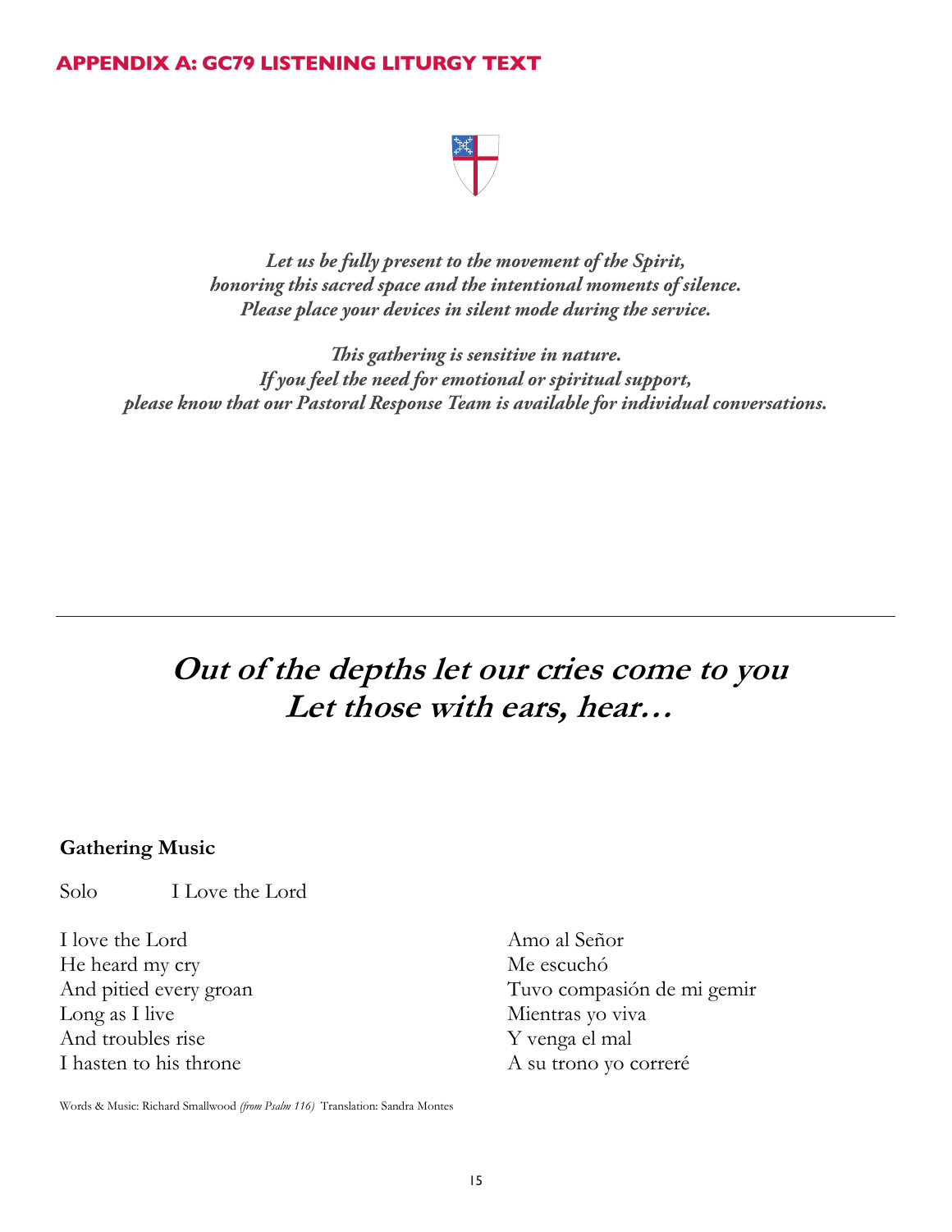## APPENDIX A: GC79 LISTENING LITURGY TEXT

*Let us be fully present to the movement of the Spirit,*
*honoring this sacred space and the intentional moments of silence.*
*Please place your devices in silent mode during the service.*

*This gathering is sensitive in nature.*
*If you feel the need for emotional or spiritual support,*
*please know that our Pastoral Response Team is available for individual conversations.*

---

# *Out of the depths let our cries come to you*
# *Let those with ears, hear…*

**Gathering Music**

Solo I Love the Lord

I love the Lord
He heard my cry
And pitied every groan
Long as I live
And troubles rise
I hasten to his throne

Amo al Señor
Me escuchó
Tuvo compasión de mi gemir
Mientras yo viva
Y venga el mal
A su trono yo correré

Words & Music: Richard Smallwood *(from Psalm 116)* Translation: Sandra Montes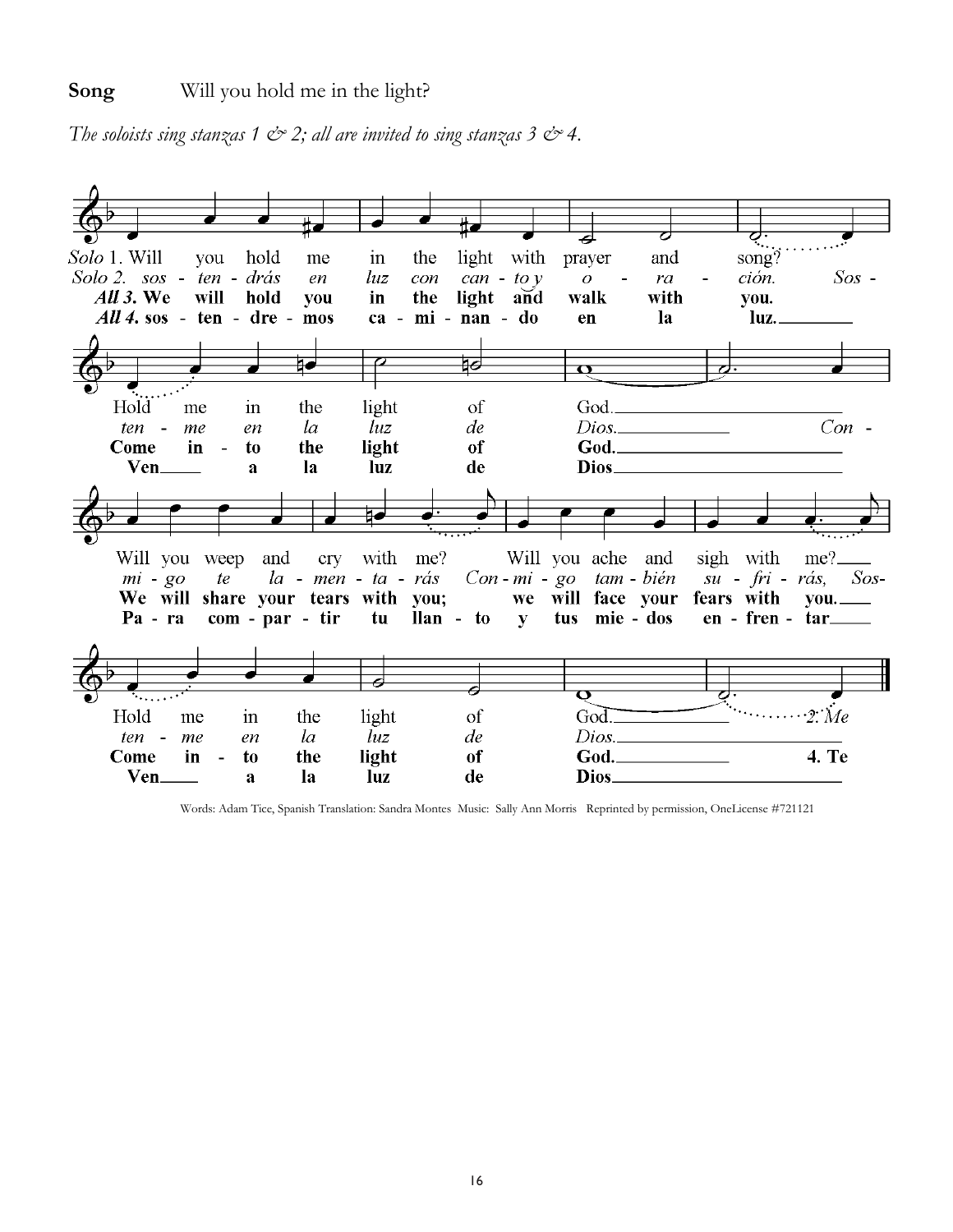**Song** Will you hold me in the light?

*The soloists sing stanzas 1 & 2; all are invited to sing stanzas 3 & 4.*

*Solo* 1. Will you hold me in the light with prayer and song?
Hold me in the light of God.
Will you weep and cry with me? Will you ache and sigh with me?
Hold me in the light of God.

*Solo 2. sos - ten - drás en luz con can - to y o - ra - ción. Sos - ten - me en la luz de Dios. Con - mi - go te la - men - ta - rás Con - mi - go tam - bién su - fri - rás, Sos - ten - me en la luz de Dios.*

***All 3.* We will hold you in the light and walk with you.**
**Come in - to the light of God.**
**We will share your tears with you; we will face your fears with you.**
**Come in - to the light of God.**

***All 4.* sos - ten - dre - mos ca - mi - nan - do en la luz.**
**Ven a la luz de Dios**
**Pa - ra com - par - tir tu llan - to y tus mie - dos en - fren - tar**
**Ven a la luz de Dios**

Words: Adam Tice, Spanish Translation: Sandra Montes Music: Sally Ann Morris Reprinted by permission, OneLicense #721121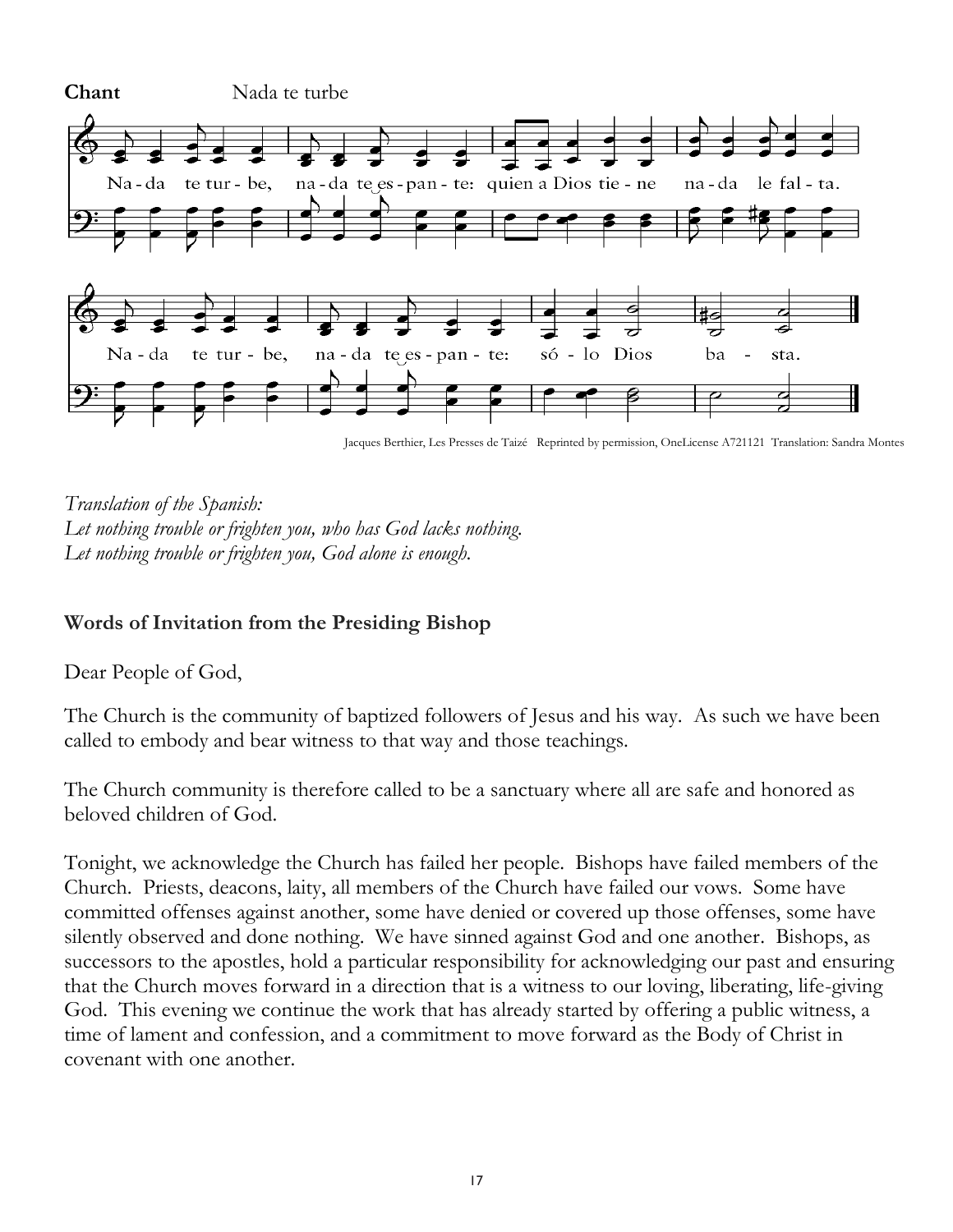**Chant** Nada te turbe

Na-da te tur-be, na-da te es-pan-te: quien a Dios tie-ne na-da le fal-ta.

Na-da te tur-be, na-da te es-pan-te: só-lo Dios ba-sta.

Jacques Berthier, Les Presses de Taizé Reprinted by permission, OneLicense A721121 Translation: Sandra Montes

*Translation of the Spanish:*
*Let nothing trouble or frighten you, who has God lacks nothing.*
*Let nothing trouble or frighten you, God alone is enough.*

**Words of Invitation from the Presiding Bishop**

Dear People of God,

The Church is the community of baptized followers of Jesus and his way. As such we have been called to embody and bear witness to that way and those teachings.

The Church community is therefore called to be a sanctuary where all are safe and honored as beloved children of God.

Tonight, we acknowledge the Church has failed her people. Bishops have failed members of the Church. Priests, deacons, laity, all members of the Church have failed our vows. Some have committed offenses against another, some have denied or covered up those offenses, some have silently observed and done nothing. We have sinned against God and one another. Bishops, as successors to the apostles, hold a particular responsibility for acknowledging our past and ensuring that the Church moves forward in a direction that is a witness to our loving, liberating, life-giving God. This evening we continue the work that has already started by offering a public witness, a time of lament and confession, and a commitment to move forward as the Body of Christ in covenant with one another.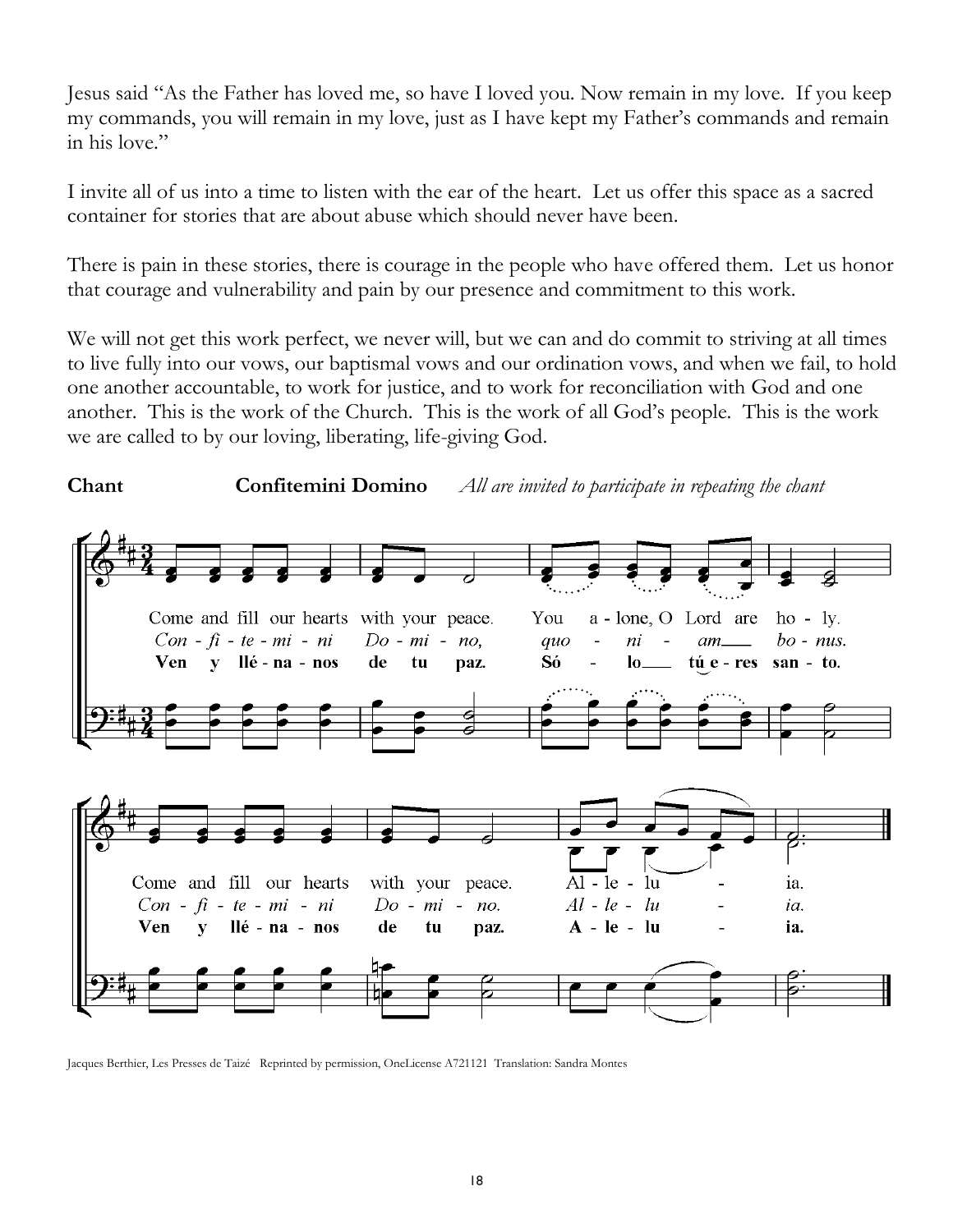Jesus said "As the Father has loved me, so have I loved you. Now remain in my love. If you keep my commands, you will remain in my love, just as I have kept my Father's commands and remain in his love."

I invite all of us into a time to listen with the ear of the heart. Let us offer this space as a sacred container for stories that are about abuse which should never have been.

There is pain in these stories, there is courage in the people who have offered them. Let us honor that courage and vulnerability and pain by our presence and commitment to this work.

We will not get this work perfect, we never will, but we can and do commit to striving at all times to live fully into our vows, our baptismal vows and our ordination vows, and when we fail, to hold one another accountable, to work for justice, and to work for reconciliation with God and one another. This is the work of the Church. This is the work of all God's people. This is the work we are called to by our loving, liberating, life-giving God.

**Chant** **Confitemini Domino** *All are invited to participate in repeating the chant*

Come and fill our hearts with your peace. You a - lone, O Lord are ho - ly.
*Con - fi - te - mi - ni Do - mi - no, quo - ni - am bo - nus.*
**Ven y llé - na - nos de tu paz. Só - lo tú e - res san - to.**

Come and fill our hearts with your peace. Al - le - lu - ia.
*Con - fi - te - mi - ni Do - mi - no. Al - le - lu - ia.*
**Ven y llé - na - nos de tu paz. A - le - lu - ia.**

Jacques Berthier, Les Presses de Taizé Reprinted by permission, OneLicense A721121 Translation: Sandra Montes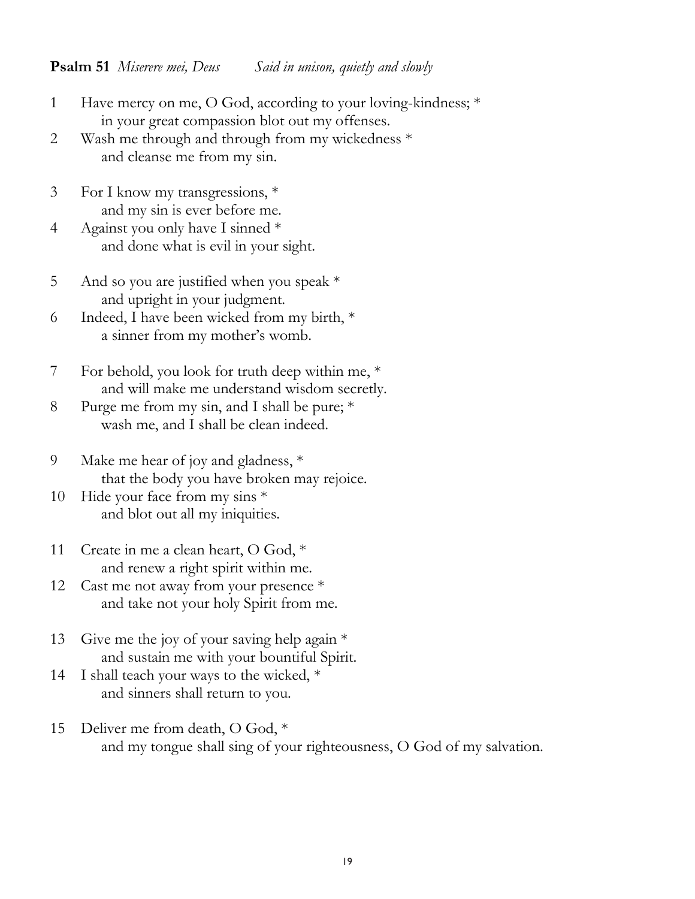**Psalm 51** *Miserere mei, Deus* *Said in unison, quietly and slowly*

1 Have mercy on me, O God, according to your loving-kindness; *
 in your great compassion blot out my offenses.
2 Wash me through and through from my wickedness *
 and cleanse me from my sin.

3 For I know my transgressions, *
 and my sin is ever before me.
4 Against you only have I sinned *
 and done what is evil in your sight.

5 And so you are justified when you speak *
 and upright in your judgment.
6 Indeed, I have been wicked from my birth, *
 a sinner from my mother's womb.

7 For behold, you look for truth deep within me, *
 and will make me understand wisdom secretly.
8 Purge me from my sin, and I shall be pure; *
 wash me, and I shall be clean indeed.

9 Make me hear of joy and gladness, *
 that the body you have broken may rejoice.
10 Hide your face from my sins *
 and blot out all my iniquities.

11 Create in me a clean heart, O God, *
 and renew a right spirit within me.
12 Cast me not away from your presence *
 and take not your holy Spirit from me.

13 Give me the joy of your saving help again *
 and sustain me with your bountiful Spirit.
14 I shall teach your ways to the wicked, *
 and sinners shall return to you.

15 Deliver me from death, O God, *
 and my tongue shall sing of your righteousness, O God of my salvation.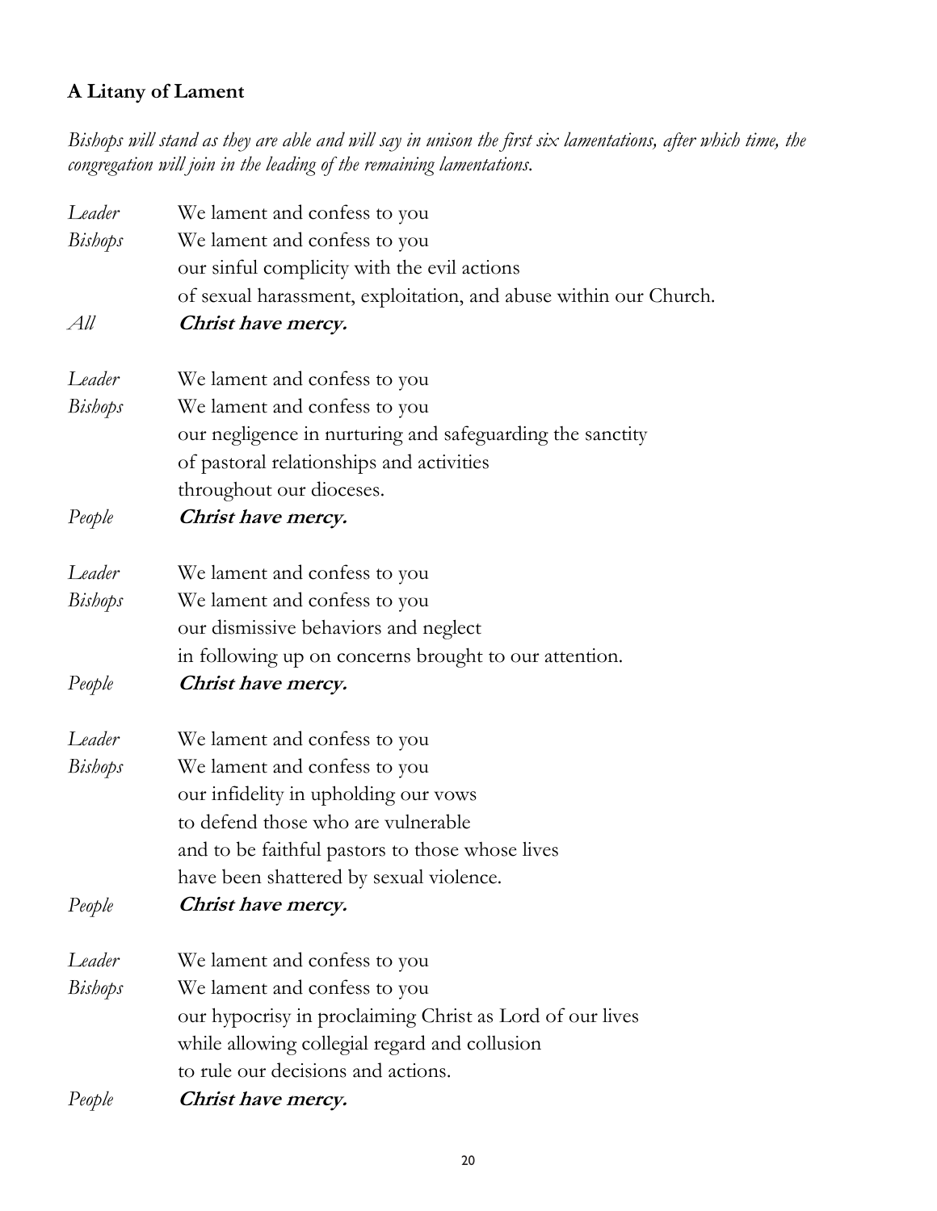### A Litany of Lament

*Bishops will stand as they are able and will say in unison the first six lamentations, after which time, the congregation will join in the leading of the remaining lamentations.*

*Leader* We lament and confess to you
*Bishops* We lament and confess to you
our sinful complicity with the evil actions
of sexual harassment, exploitation, and abuse within our Church.
*All* ***Christ have mercy.***

*Leader* We lament and confess to you
*Bishops* We lament and confess to you
our negligence in nurturing and safeguarding the sanctity
of pastoral relationships and activities
throughout our dioceses.
*People* ***Christ have mercy.***

*Leader* We lament and confess to you
*Bishops* We lament and confess to you
our dismissive behaviors and neglect
in following up on concerns brought to our attention.
*People* ***Christ have mercy.***

*Leader* We lament and confess to you
*Bishops* We lament and confess to you
our infidelity in upholding our vows
to defend those who are vulnerable
and to be faithful pastors to those whose lives
have been shattered by sexual violence.
*People* ***Christ have mercy.***

*Leader* We lament and confess to you
*Bishops* We lament and confess to you
our hypocrisy in proclaiming Christ as Lord of our lives
while allowing collegial regard and collusion
to rule our decisions and actions.
*People* ***Christ have mercy.***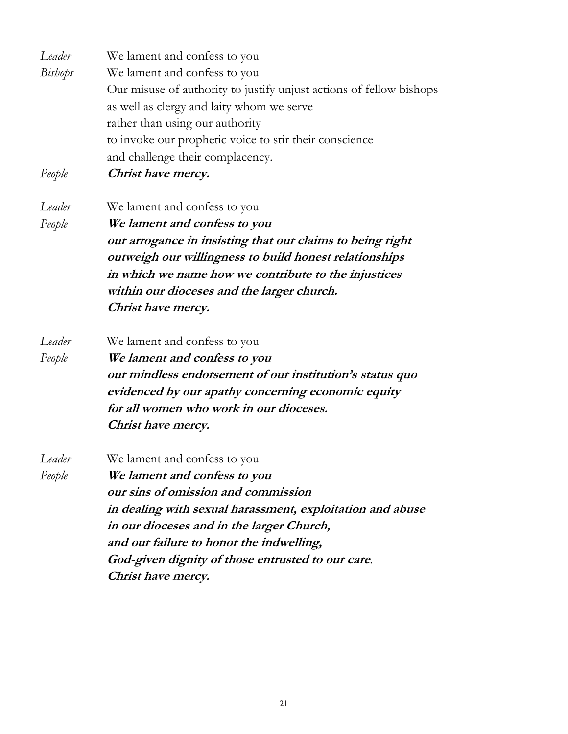*Leader* We lament and confess to you

*Bishops* We lament and confess to you
Our misuse of authority to justify unjust actions of fellow bishops
as well as clergy and laity whom we serve
rather than using our authority
to invoke our prophetic voice to stir their conscience
and challenge their complacency.

*People* ***Christ have mercy.***

*Leader* We lament and confess to you

*People* ***We lament and confess to you***
***our arrogance in insisting that our claims to being right***
***outweigh our willingness to build honest relationships***
***in which we name how we contribute to the injustices***
***within our dioceses and the larger church.***
***Christ have mercy.***

*Leader* We lament and confess to you

*People* ***We lament and confess to you***
***our mindless endorsement of our institution's status quo***
***evidenced by our apathy concerning economic equity***
***for all women who work in our dioceses.***
***Christ have mercy.***

*Leader* We lament and confess to you

*People* ***We lament and confess to you***
***our sins of omission and commission***
***in dealing with sexual harassment, exploitation and abuse***
***in our dioceses and in the larger Church,***
***and our failure to honor the indwelling,***
***God-given dignity of those entrusted to our care.***
***Christ have mercy.***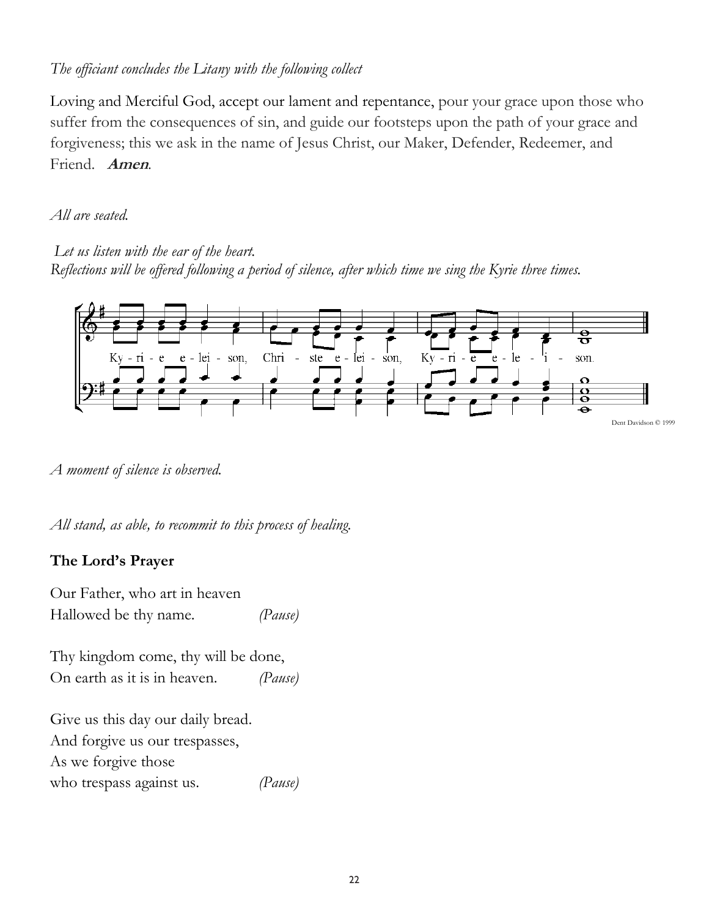*The officiant concludes the Litany with the following collect*

Loving and Merciful God, accept our lament and repentance, pour your grace upon those who suffer from the consequences of sin, and guide our footsteps upon the path of your grace and forgiveness; this we ask in the name of Jesus Christ, our Maker, Defender, Redeemer, and Friend. ***Amen***.

*All are seated.*

*Let us listen with the ear of the heart.*
*Reflections will be offered following a period of silence, after which time we sing the Kyrie three times.*

Ky - ri - e e - lei - son, Chri - ste e - lei - son, Ky - ri - e e - le - i - son.

Dent Davidson © 1999

*A moment of silence is observed.*

*All stand, as able, to recommit to this process of healing.*

**The Lord's Prayer**

Our Father, who art in heaven
Hallowed be thy name. *(Pause)*

Thy kingdom come, thy will be done,
On earth as it is in heaven. *(Pause)*

Give us this day our daily bread.
And forgive us our trespasses,
As we forgive those
who trespass against us. *(Pause)*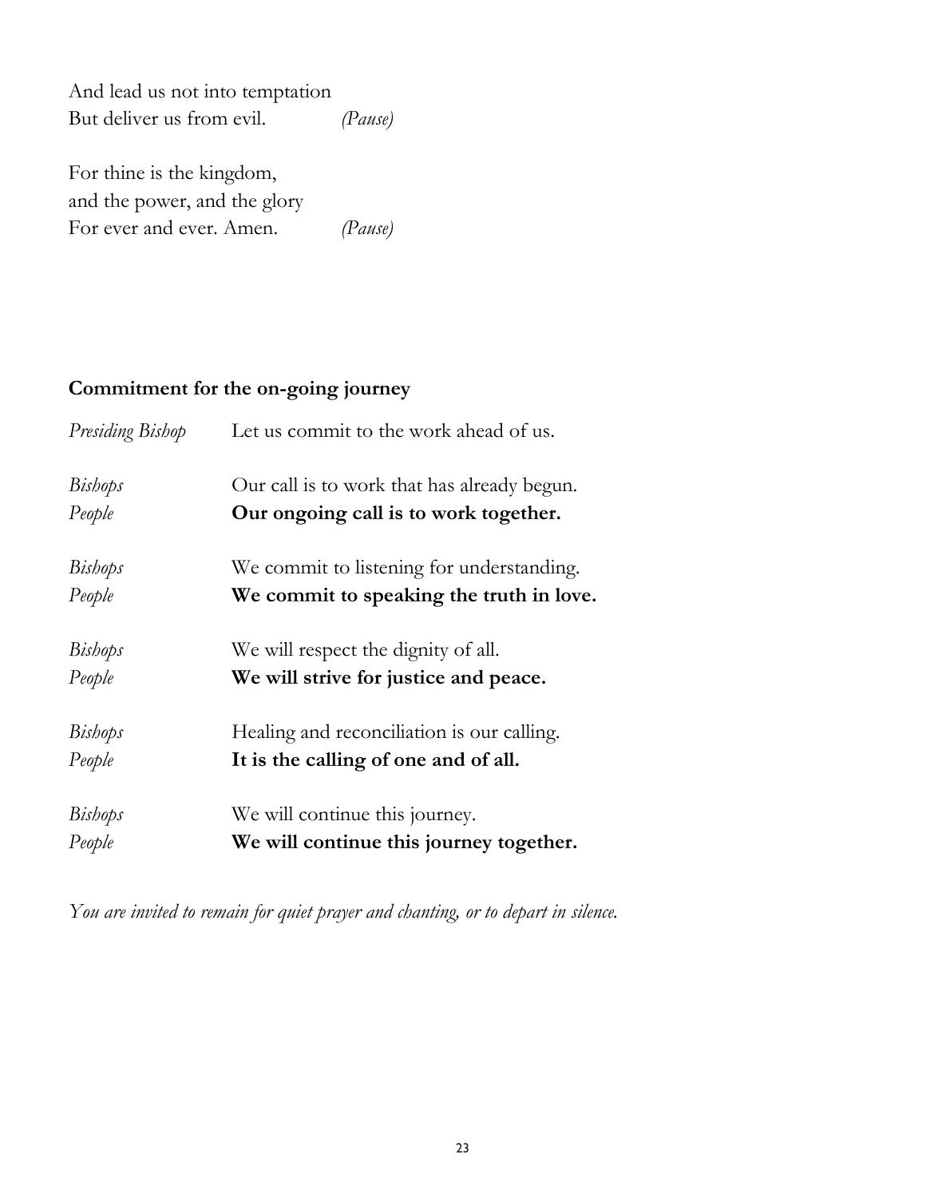And lead us not into temptation  
But deliver us from evil. *(Pause)*

For thine is the kingdom,  
and the power, and the glory  
For ever and ever. Amen. *(Pause)*

**Commitment for the on-going journey**

*Presiding Bishop* Let us commit to the work ahead of us.

*Bishops* Our call is to work that has already begun.  
*People* **Our ongoing call is to work together.**

*Bishops* We commit to listening for understanding.  
*People* **We commit to speaking the truth in love.**

*Bishops* We will respect the dignity of all.  
*People* **We will strive for justice and peace.**

*Bishops* Healing and reconciliation is our calling.  
*People* **It is the calling of one and of all.**

*Bishops* We will continue this journey.  
*People* **We will continue this journey together.**

*You are invited to remain for quiet prayer and chanting, or to depart in silence.*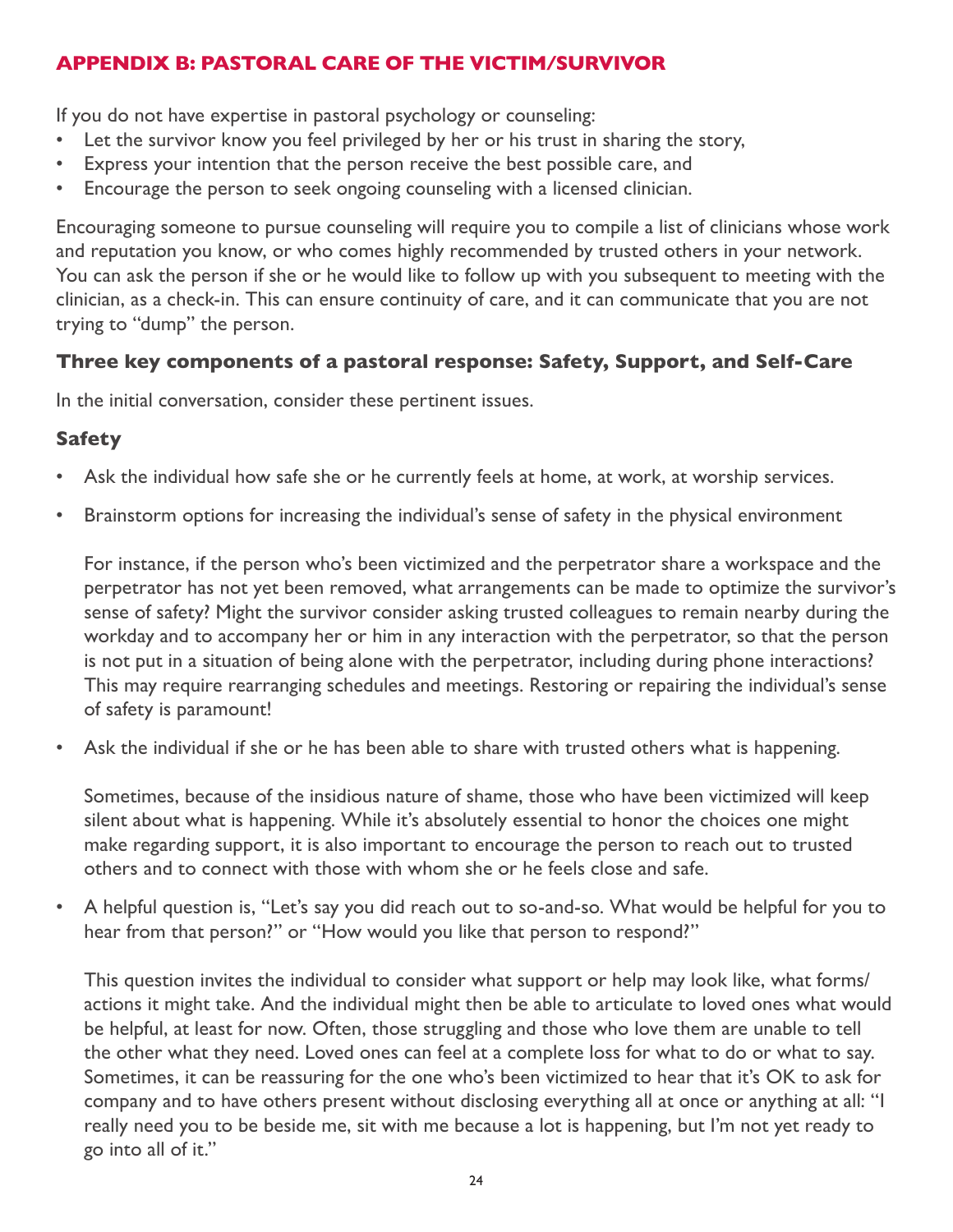## APPENDIX B: PASTORAL CARE OF THE VICTIM/SURVIVOR

If you do not have expertise in pastoral psychology or counseling:

- Let the survivor know you feel privileged by her or his trust in sharing the story,
- Express your intention that the person receive the best possible care, and
- Encourage the person to seek ongoing counseling with a licensed clinician.

Encouraging someone to pursue counseling will require you to compile a list of clinicians whose work and reputation you know, or who comes highly recommended by trusted others in your network. You can ask the person if she or he would like to follow up with you subsequent to meeting with the clinician, as a check-in. This can ensure continuity of care, and it can communicate that you are not trying to "dump" the person.

### Three key components of a pastoral response: Safety, Support, and Self-Care

In the initial conversation, consider these pertinent issues.

### Safety

- Ask the individual how safe she or he currently feels at home, at work, at worship services.
- Brainstorm options for increasing the individual's sense of safety in the physical environment

  For instance, if the person who's been victimized and the perpetrator share a workspace and the perpetrator has not yet been removed, what arrangements can be made to optimize the survivor's sense of safety? Might the survivor consider asking trusted colleagues to remain nearby during the workday and to accompany her or him in any interaction with the perpetrator, so that the person is not put in a situation of being alone with the perpetrator, including during phone interactions? This may require rearranging schedules and meetings. Restoring or repairing the individual's sense of safety is paramount!

- Ask the individual if she or he has been able to share with trusted others what is happening.

  Sometimes, because of the insidious nature of shame, those who have been victimized will keep silent about what is happening. While it's absolutely essential to honor the choices one might make regarding support, it is also important to encourage the person to reach out to trusted others and to connect with those with whom she or he feels close and safe.

- A helpful question is, "Let's say you did reach out to so-and-so. What would be helpful for you to hear from that person?" or "How would you like that person to respond?"

  This question invites the individual to consider what support or help may look like, what forms/actions it might take. And the individual might then be able to articulate to loved ones what would be helpful, at least for now. Often, those struggling and those who love them are unable to tell the other what they need. Loved ones can feel at a complete loss for what to do or what to say. Sometimes, it can be reassuring for the one who's been victimized to hear that it's OK to ask for company and to have others present without disclosing everything all at once or anything at all: "I really need you to be beside me, sit with me because a lot is happening, but I'm not yet ready to go into all of it."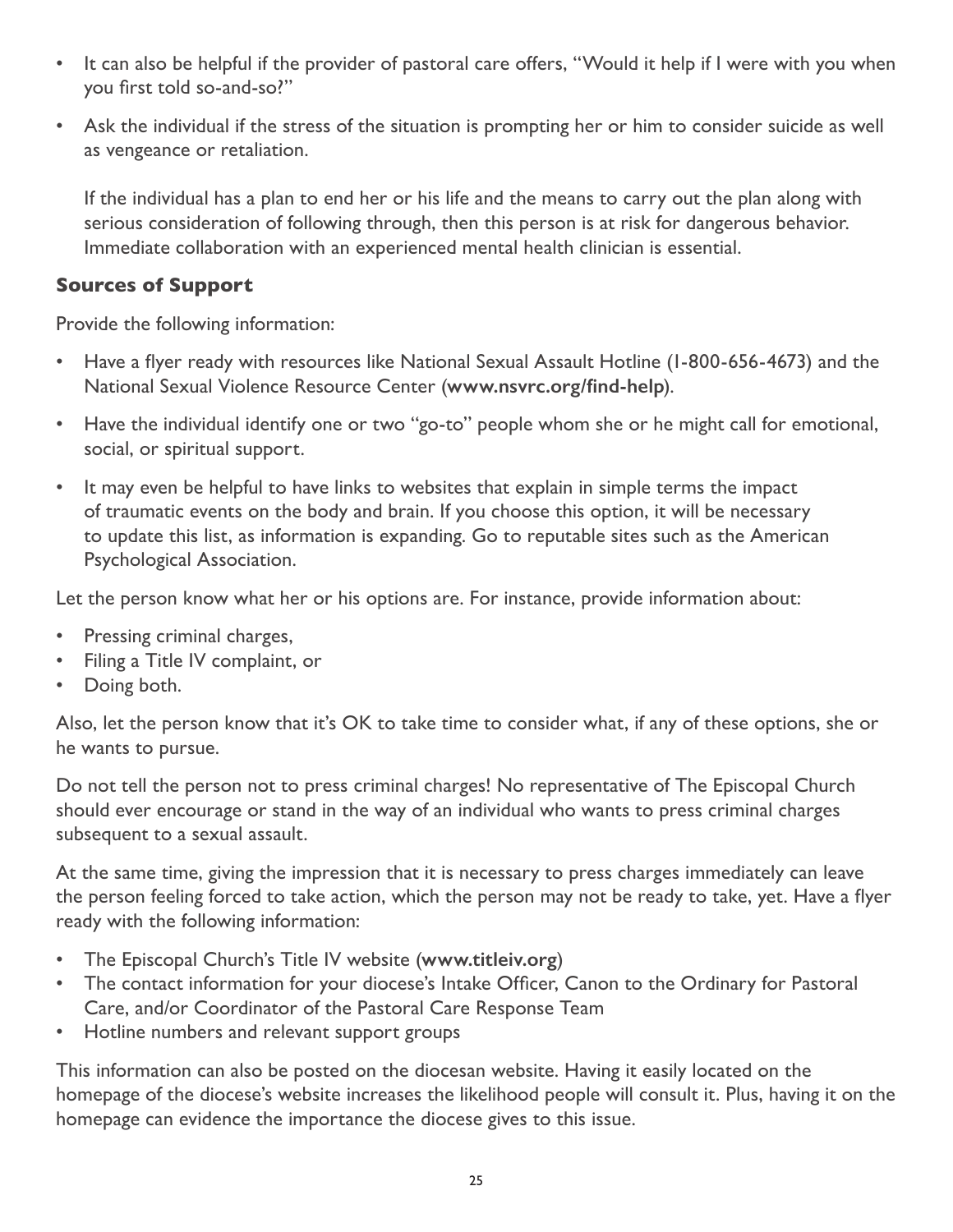- It can also be helpful if the provider of pastoral care offers, "Would it help if I were with you when you first told so-and-so?"
- Ask the individual if the stress of the situation is prompting her or him to consider suicide as well as vengeance or retaliation.

  If the individual has a plan to end her or his life and the means to carry out the plan along with serious consideration of following through, then this person is at risk for dangerous behavior. Immediate collaboration with an experienced mental health clinician is essential.

### Sources of Support

Provide the following information:

- Have a flyer ready with resources like National Sexual Assault Hotline (1-800-656-4673) and the National Sexual Violence Resource Center (**www.nsvrc.org/find-help**).
- Have the individual identify one or two "go-to" people whom she or he might call for emotional, social, or spiritual support.
- It may even be helpful to have links to websites that explain in simple terms the impact of traumatic events on the body and brain. If you choose this option, it will be necessary to update this list, as information is expanding. Go to reputable sites such as the American Psychological Association.

Let the person know what her or his options are. For instance, provide information about:

- Pressing criminal charges,
- Filing a Title IV complaint, or
- Doing both.

Also, let the person know that it's OK to take time to consider what, if any of these options, she or he wants to pursue.

Do not tell the person not to press criminal charges! No representative of The Episcopal Church should ever encourage or stand in the way of an individual who wants to press criminal charges subsequent to a sexual assault.

At the same time, giving the impression that it is necessary to press charges immediately can leave the person feeling forced to take action, which the person may not be ready to take, yet. Have a flyer ready with the following information:

- The Episcopal Church's Title IV website (**www.titleiv.org**)
- The contact information for your diocese's Intake Officer, Canon to the Ordinary for Pastoral Care, and/or Coordinator of the Pastoral Care Response Team
- Hotline numbers and relevant support groups

This information can also be posted on the diocesan website. Having it easily located on the homepage of the diocese's website increases the likelihood people will consult it. Plus, having it on the homepage can evidence the importance the diocese gives to this issue.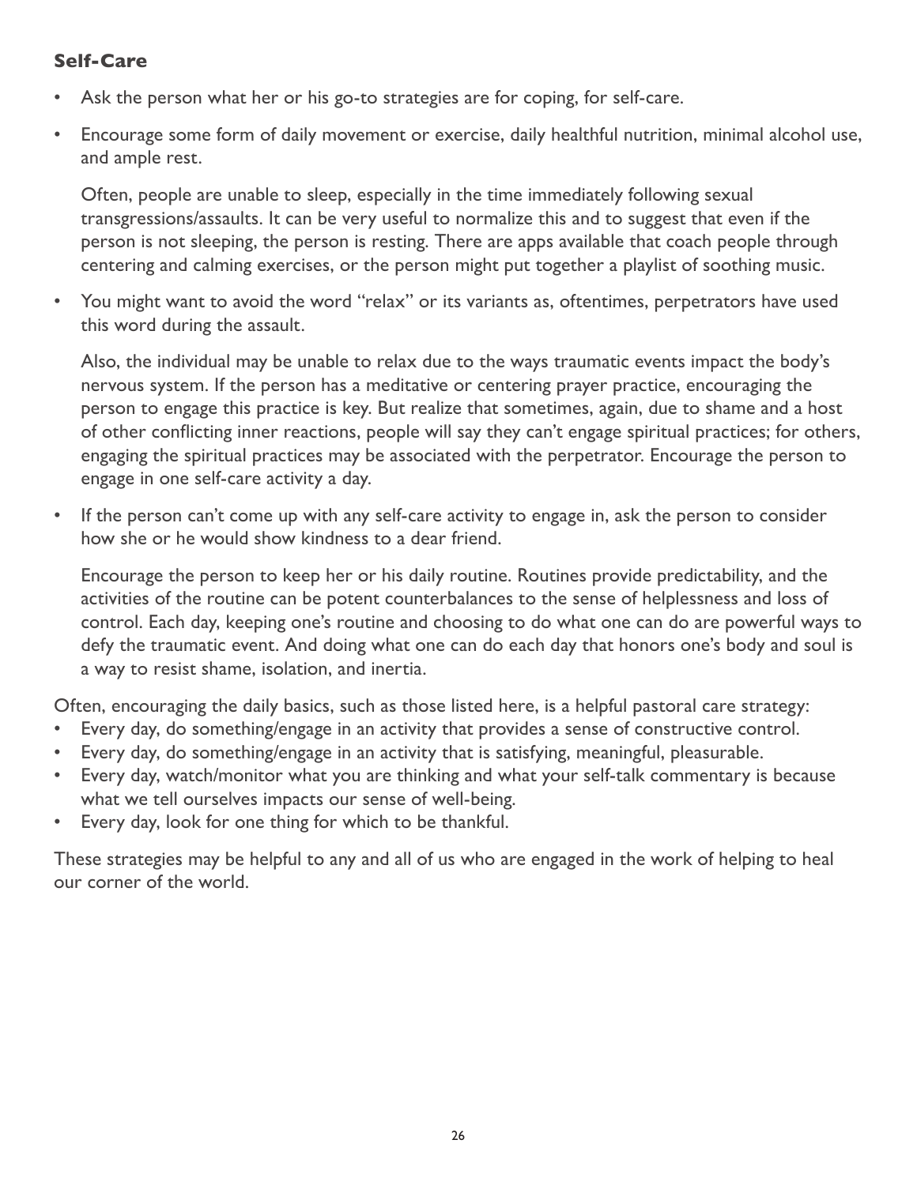### Self-Care

- Ask the person what her or his go-to strategies are for coping, for self-care.
- Encourage some form of daily movement or exercise, daily healthful nutrition, minimal alcohol use, and ample rest.

  Often, people are unable to sleep, especially in the time immediately following sexual transgressions/assaults. It can be very useful to normalize this and to suggest that even if the person is not sleeping, the person is resting. There are apps available that coach people through centering and calming exercises, or the person might put together a playlist of soothing music.

- You might want to avoid the word "relax" or its variants as, oftentimes, perpetrators have used this word during the assault.

  Also, the individual may be unable to relax due to the ways traumatic events impact the body's nervous system. If the person has a meditative or centering prayer practice, encouraging the person to engage this practice is key. But realize that sometimes, again, due to shame and a host of other conflicting inner reactions, people will say they can't engage spiritual practices; for others, engaging the spiritual practices may be associated with the perpetrator. Encourage the person to engage in one self-care activity a day.

- If the person can't come up with any self-care activity to engage in, ask the person to consider how she or he would show kindness to a dear friend.

  Encourage the person to keep her or his daily routine. Routines provide predictability, and the activities of the routine can be potent counterbalances to the sense of helplessness and loss of control. Each day, keeping one's routine and choosing to do what one can do are powerful ways to defy the traumatic event. And doing what one can do each day that honors one's body and soul is a way to resist shame, isolation, and inertia.

Often, encouraging the daily basics, such as those listed here, is a helpful pastoral care strategy:

- Every day, do something/engage in an activity that provides a sense of constructive control.
- Every day, do something/engage in an activity that is satisfying, meaningful, pleasurable.
- Every day, watch/monitor what you are thinking and what your self-talk commentary is because what we tell ourselves impacts our sense of well-being.
- Every day, look for one thing for which to be thankful.

These strategies may be helpful to any and all of us who are engaged in the work of helping to heal our corner of the world.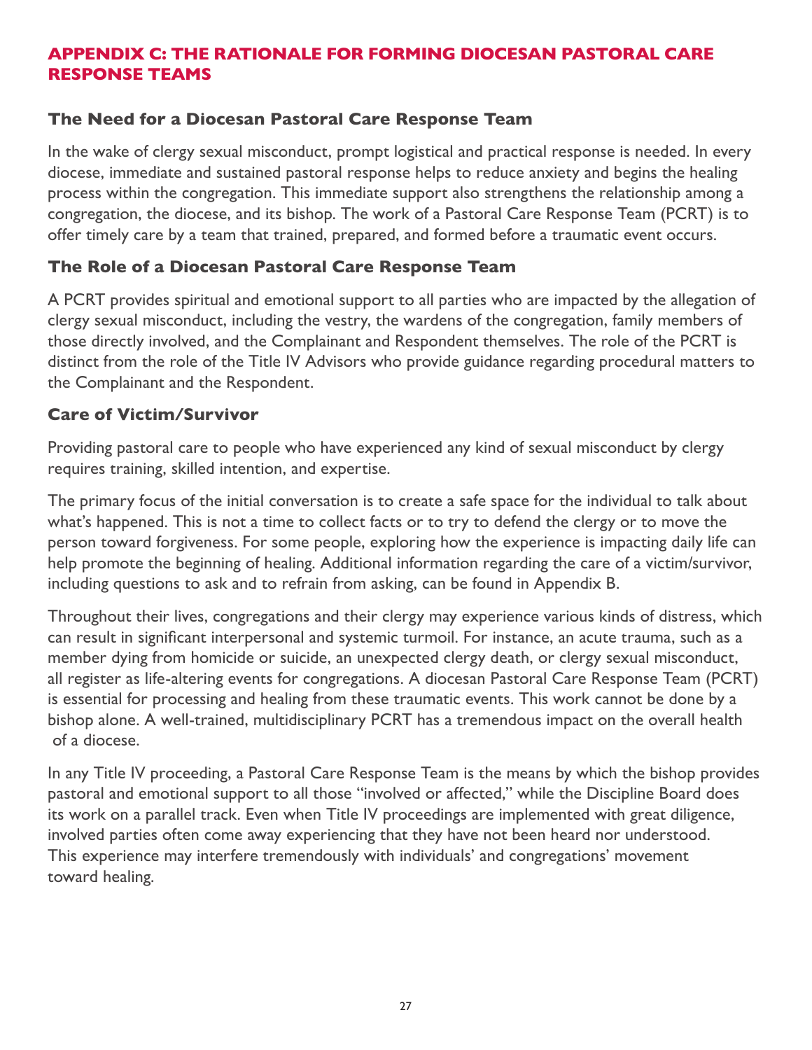## APPENDIX C: THE RATIONALE FOR FORMING DIOCESAN PASTORAL CARE RESPONSE TEAMS

### The Need for a Diocesan Pastoral Care Response Team

In the wake of clergy sexual misconduct, prompt logistical and practical response is needed. In every diocese, immediate and sustained pastoral response helps to reduce anxiety and begins the healing process within the congregation. This immediate support also strengthens the relationship among a congregation, the diocese, and its bishop. The work of a Pastoral Care Response Team (PCRT) is to offer timely care by a team that trained, prepared, and formed before a traumatic event occurs.

### The Role of a Diocesan Pastoral Care Response Team

A PCRT provides spiritual and emotional support to all parties who are impacted by the allegation of clergy sexual misconduct, including the vestry, the wardens of the congregation, family members of those directly involved, and the Complainant and Respondent themselves. The role of the PCRT is distinct from the role of the Title IV Advisors who provide guidance regarding procedural matters to the Complainant and the Respondent.

### Care of Victim/Survivor

Providing pastoral care to people who have experienced any kind of sexual misconduct by clergy requires training, skilled intention, and expertise.

The primary focus of the initial conversation is to create a safe space for the individual to talk about what's happened. This is not a time to collect facts or to try to defend the clergy or to move the person toward forgiveness. For some people, exploring how the experience is impacting daily life can help promote the beginning of healing. Additional information regarding the care of a victim/survivor, including questions to ask and to refrain from asking, can be found in Appendix B.

Throughout their lives, congregations and their clergy may experience various kinds of distress, which can result in significant interpersonal and systemic turmoil. For instance, an acute trauma, such as a member dying from homicide or suicide, an unexpected clergy death, or clergy sexual misconduct, all register as life-altering events for congregations. A diocesan Pastoral Care Response Team (PCRT) is essential for processing and healing from these traumatic events. This work cannot be done by a bishop alone. A well-trained, multidisciplinary PCRT has a tremendous impact on the overall health of a diocese.

In any Title IV proceeding, a Pastoral Care Response Team is the means by which the bishop provides pastoral and emotional support to all those "involved or affected," while the Discipline Board does its work on a parallel track. Even when Title IV proceedings are implemented with great diligence, involved parties often come away experiencing that they have not been heard nor understood. This experience may interfere tremendously with individuals' and congregations' movement toward healing.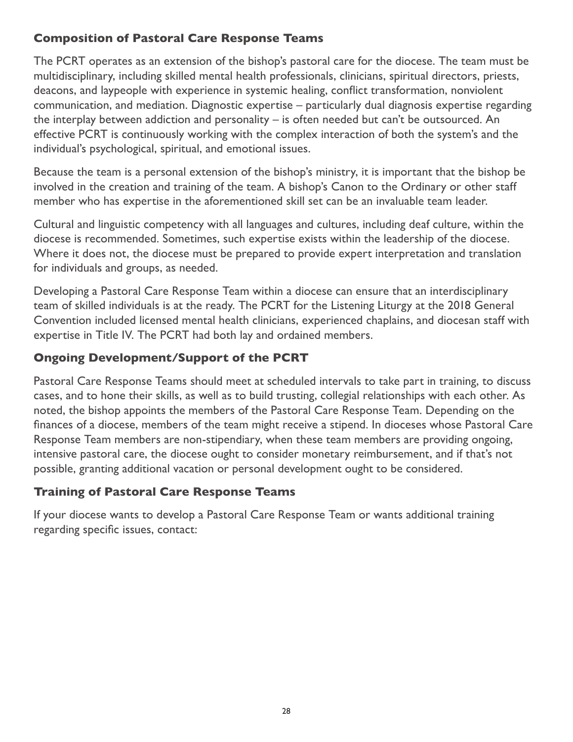## Composition of Pastoral Care Response Teams

The PCRT operates as an extension of the bishop's pastoral care for the diocese. The team must be multidisciplinary, including skilled mental health professionals, clinicians, spiritual directors, priests, deacons, and laypeople with experience in systemic healing, conflict transformation, nonviolent communication, and mediation. Diagnostic expertise – particularly dual diagnosis expertise regarding the interplay between addiction and personality – is often needed but can't be outsourced. An effective PCRT is continuously working with the complex interaction of both the system's and the individual's psychological, spiritual, and emotional issues.

Because the team is a personal extension of the bishop's ministry, it is important that the bishop be involved in the creation and training of the team. A bishop's Canon to the Ordinary or other staff member who has expertise in the aforementioned skill set can be an invaluable team leader.

Cultural and linguistic competency with all languages and cultures, including deaf culture, within the diocese is recommended. Sometimes, such expertise exists within the leadership of the diocese. Where it does not, the diocese must be prepared to provide expert interpretation and translation for individuals and groups, as needed.

Developing a Pastoral Care Response Team within a diocese can ensure that an interdisciplinary team of skilled individuals is at the ready. The PCRT for the Listening Liturgy at the 2018 General Convention included licensed mental health clinicians, experienced chaplains, and diocesan staff with expertise in Title IV. The PCRT had both lay and ordained members.

## Ongoing Development/Support of the PCRT

Pastoral Care Response Teams should meet at scheduled intervals to take part in training, to discuss cases, and to hone their skills, as well as to build trusting, collegial relationships with each other. As noted, the bishop appoints the members of the Pastoral Care Response Team. Depending on the finances of a diocese, members of the team might receive a stipend. In dioceses whose Pastoral Care Response Team members are non-stipendiary, when these team members are providing ongoing, intensive pastoral care, the diocese ought to consider monetary reimbursement, and if that's not possible, granting additional vacation or personal development ought to be considered.

## Training of Pastoral Care Response Teams

If your diocese wants to develop a Pastoral Care Response Team or wants additional training regarding specific issues, contact: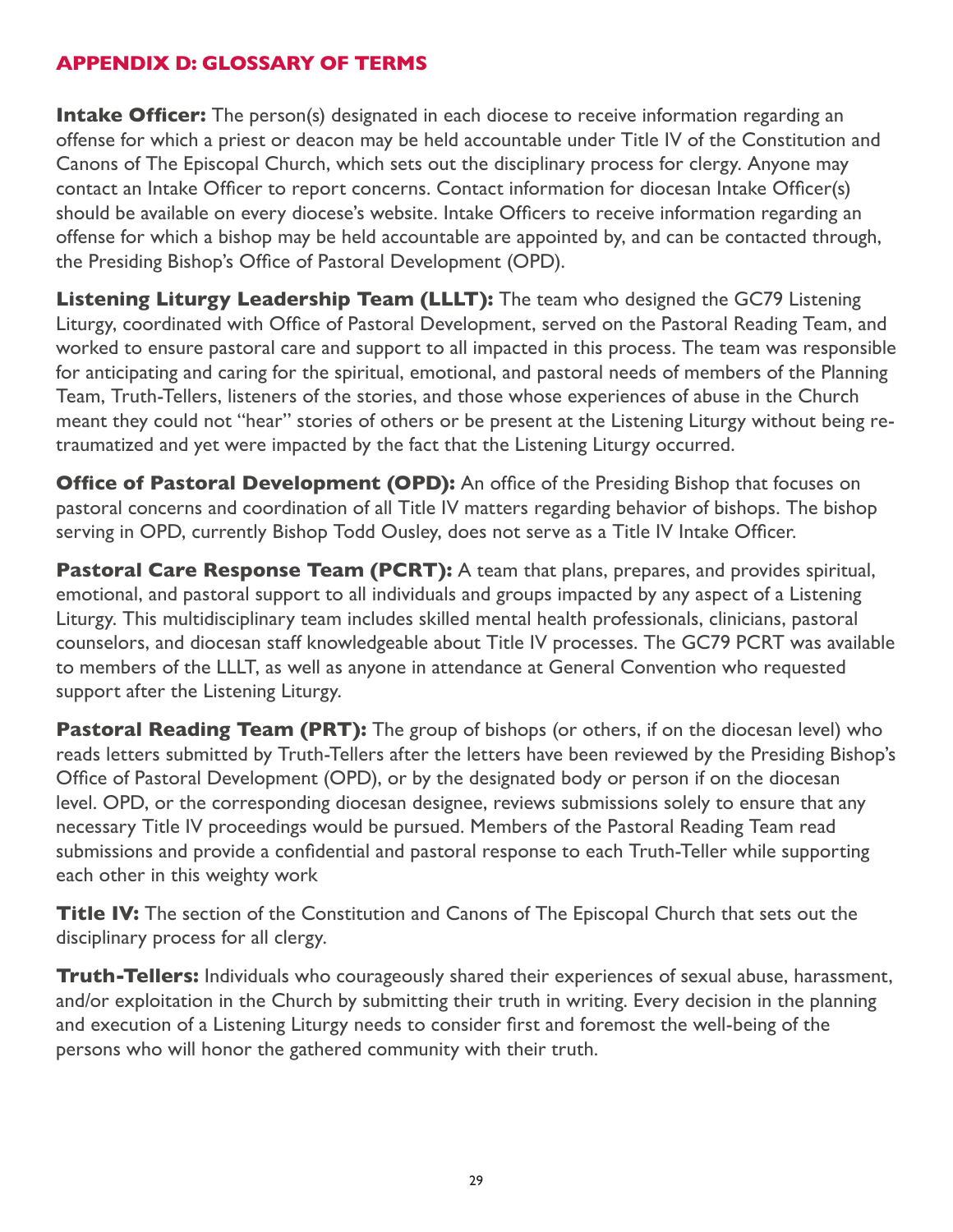## APPENDIX D: GLOSSARY OF TERMS

**Intake Officer:** The person(s) designated in each diocese to receive information regarding an offense for which a priest or deacon may be held accountable under Title IV of the Constitution and Canons of The Episcopal Church, which sets out the disciplinary process for clergy. Anyone may contact an Intake Officer to report concerns. Contact information for diocesan Intake Officer(s) should be available on every diocese's website. Intake Officers to receive information regarding an offense for which a bishop may be held accountable are appointed by, and can be contacted through, the Presiding Bishop's Office of Pastoral Development (OPD).

**Listening Liturgy Leadership Team (LLLT):** The team who designed the GC79 Listening Liturgy, coordinated with Office of Pastoral Development, served on the Pastoral Reading Team, and worked to ensure pastoral care and support to all impacted in this process. The team was responsible for anticipating and caring for the spiritual, emotional, and pastoral needs of members of the Planning Team, Truth-Tellers, listeners of the stories, and those whose experiences of abuse in the Church meant they could not "hear" stories of others or be present at the Listening Liturgy without being re-traumatized and yet were impacted by the fact that the Listening Liturgy occurred.

**Office of Pastoral Development (OPD):** An office of the Presiding Bishop that focuses on pastoral concerns and coordination of all Title IV matters regarding behavior of bishops. The bishop serving in OPD, currently Bishop Todd Ousley, does not serve as a Title IV Intake Officer.

**Pastoral Care Response Team (PCRT):** A team that plans, prepares, and provides spiritual, emotional, and pastoral support to all individuals and groups impacted by any aspect of a Listening Liturgy. This multidisciplinary team includes skilled mental health professionals, clinicians, pastoral counselors, and diocesan staff knowledgeable about Title IV processes. The GC79 PCRT was available to members of the LLLT, as well as anyone in attendance at General Convention who requested support after the Listening Liturgy.

**Pastoral Reading Team (PRT):** The group of bishops (or others, if on the diocesan level) who reads letters submitted by Truth-Tellers after the letters have been reviewed by the Presiding Bishop's Office of Pastoral Development (OPD), or by the designated body or person if on the diocesan level. OPD, or the corresponding diocesan designee, reviews submissions solely to ensure that any necessary Title IV proceedings would be pursued. Members of the Pastoral Reading Team read submissions and provide a confidential and pastoral response to each Truth-Teller while supporting each other in this weighty work

**Title IV:** The section of the Constitution and Canons of The Episcopal Church that sets out the disciplinary process for all clergy.

**Truth-Tellers:** Individuals who courageously shared their experiences of sexual abuse, harassment, and/or exploitation in the Church by submitting their truth in writing. Every decision in the planning and execution of a Listening Liturgy needs to consider first and foremost the well-being of the persons who will honor the gathered community with their truth.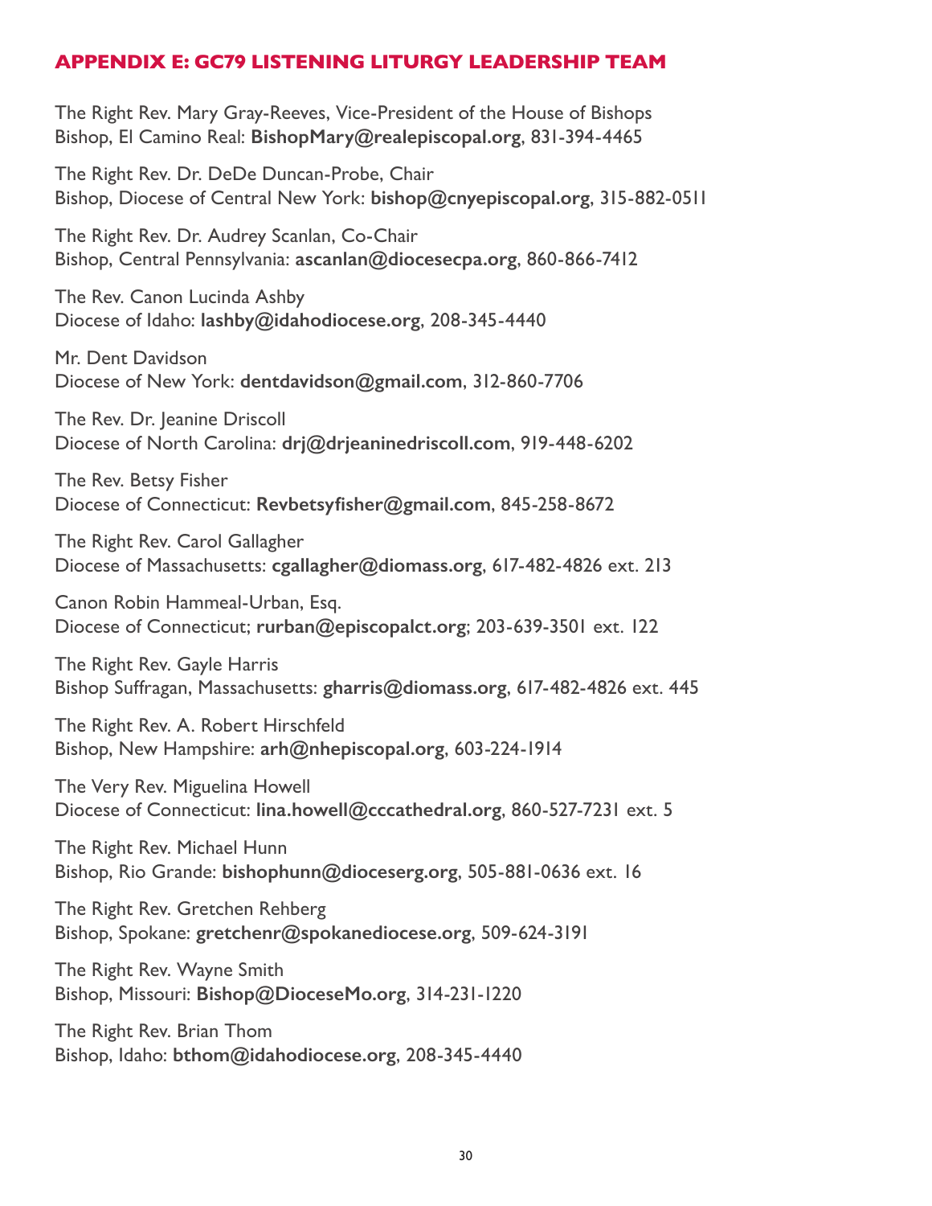## APPENDIX E: GC79 LISTENING LITURGY LEADERSHIP TEAM

The Right Rev. Mary Gray-Reeves, Vice-President of the House of Bishops
Bishop, El Camino Real: **BishopMary@realepiscopal.org**, 831-394-4465

The Right Rev. Dr. DeDe Duncan-Probe, Chair
Bishop, Diocese of Central New York: **bishop@cnyepiscopal.org**, 315-882-0511

The Right Rev. Dr. Audrey Scanlan, Co-Chair
Bishop, Central Pennsylvania: **ascanlan@diocesecpa.org**, 860-866-7412

The Rev. Canon Lucinda Ashby
Diocese of Idaho: **lashby@idahodiocese.org**, 208-345-4440

Mr. Dent Davidson
Diocese of New York: **dentdavidson@gmail.com**, 312-860-7706

The Rev. Dr. Jeanine Driscoll
Diocese of North Carolina: **drj@drjeaninedriscoll.com**, 919-448-6202

The Rev. Betsy Fisher
Diocese of Connecticut: **Revbetsyfisher@gmail.com**, 845-258-8672

The Right Rev. Carol Gallagher
Diocese of Massachusetts: **cgallagher@diomass.org**, 617-482-4826 ext. 213

Canon Robin Hammeal-Urban, Esq.
Diocese of Connecticut; **rurban@episcopalct.org**; 203-639-3501 ext. 122

The Right Rev. Gayle Harris
Bishop Suffragan, Massachusetts: **gharris@diomass.org**, 617-482-4826 ext. 445

The Right Rev. A. Robert Hirschfeld
Bishop, New Hampshire: **arh@nhepiscopal.org**, 603-224-1914

The Very Rev. Miguelina Howell
Diocese of Connecticut: **lina.howell@cccathedral.org**, 860-527-7231 ext. 5

The Right Rev. Michael Hunn
Bishop, Rio Grande: **bishophunn@dioceserg.org**, 505-881-0636 ext. 16

The Right Rev. Gretchen Rehberg
Bishop, Spokane: **gretchenr@spokanediocese.org**, 509-624-3191

The Right Rev. Wayne Smith
Bishop, Missouri: **Bishop@DioceseMo.org**, 314-231-1220

The Right Rev. Brian Thom
Bishop, Idaho: **bthom@idahodiocese.org**, 208-345-4440